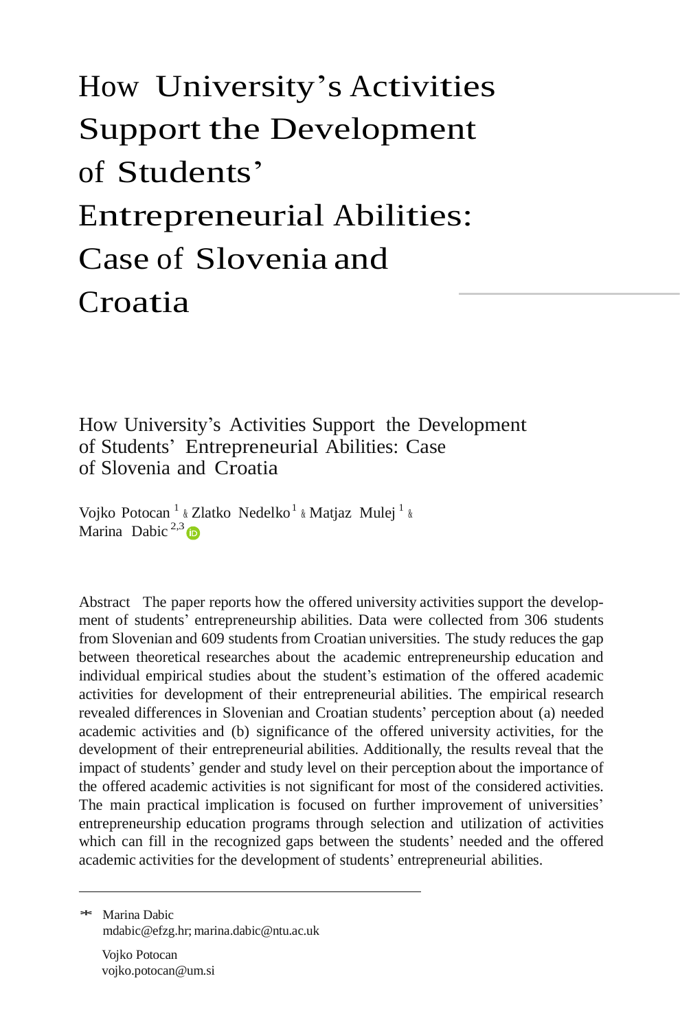# How University's Activities Support the Development of Students' Entrepreneurial Abilities: Case of Slovenia and Croatia

How University's Activities Support the Development of Students' Entrepreneurial Abilities: Case of Slovenia and Croatia

Vojko Potocan[1] & Zlatko Nedelko[1] & Matjaz Mulej[1] & Marina Dabic[2,3]

Abstract The paper reports how the offered university activities support the development of students' entrepreneurship abilities. Data were collected from 306 students from Slovenian and 609 students from Croatian universities. The study reduces the gap between theoretical researches about the academic entrepreneurship education and individual empirical studies about the student's estimation of the offered academic activities for development of their entrepreneurial abilities. The empirical research revealed differences in Slovenian and Croatian students' perception about (a) needed academic activities and (b) significance of the offered university activities, for the development of their entrepreneurial abilities. Additionally, the results reveal that the impact of students' gender and study level on their perception about the importance of the offered academic activities is not significant for most of the considered activities. The main practical implication is focused on further improvement of universities' entrepreneurship education programs through selection and utilization of activities which can fill in the recognized gaps between the students' needed and the offered academic activities for the development of students' entrepreneurial abilities.

---

* Marina Dabic
mdabic@efzg.hr; marina.dabic@ntu.ac.uk

Vojko Potocan
vojko.potocan@um.si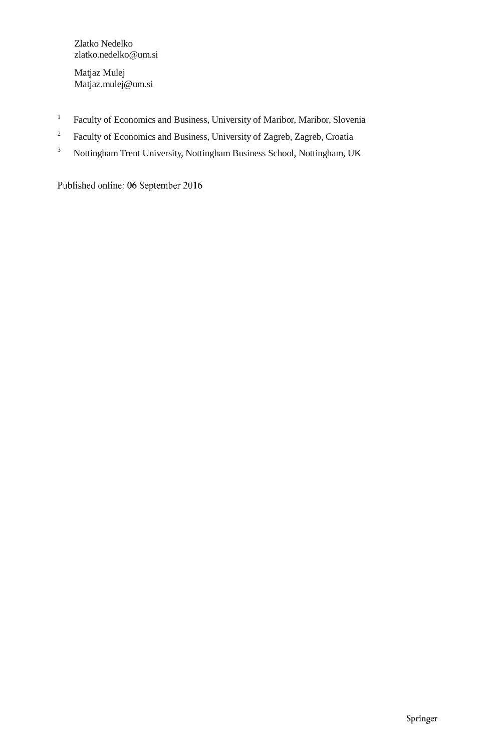Zlatko Nedelko
zlatko.nedelko@um.si

Matjaz Mulej
Matjaz.mulej@um.si

[1] Faculty of Economics and Business, University of Maribor, Maribor, Slovenia

[2] Faculty of Economics and Business, University of Zagreb, Zagreb, Croatia

[3] Nottingham Trent University, Nottingham Business School, Nottingham, UK

Published online: 06 September 2016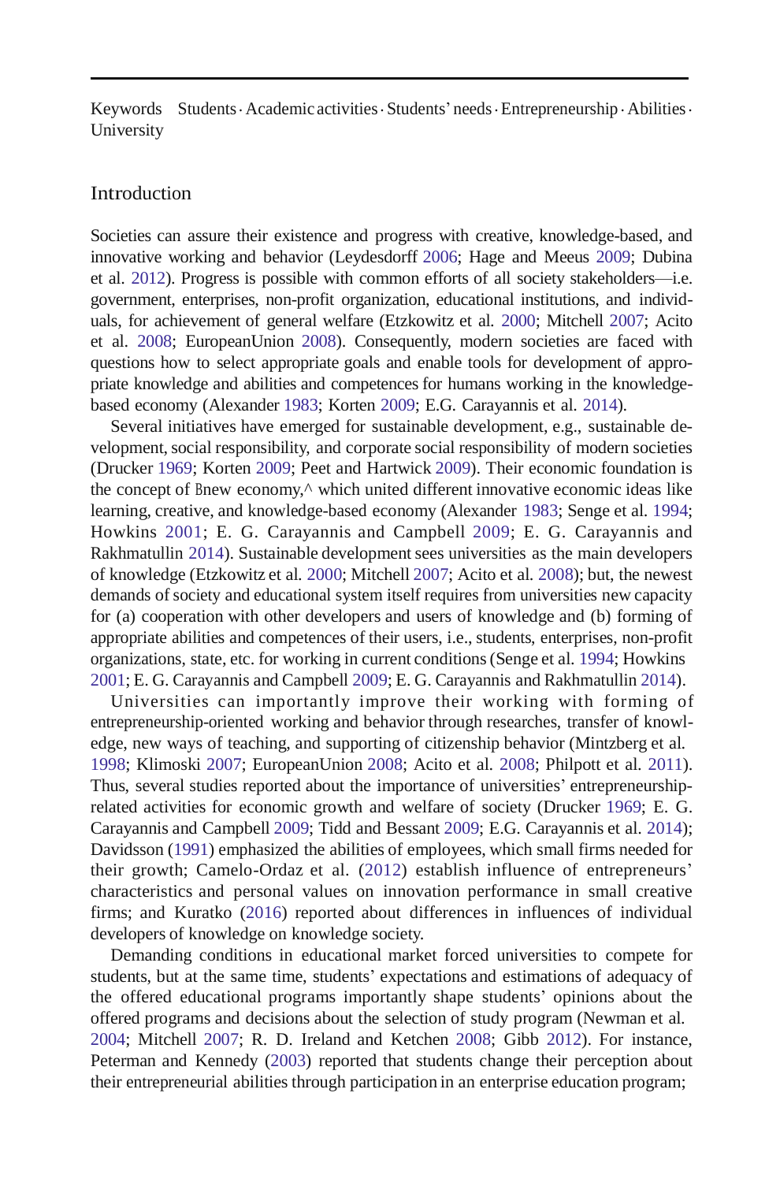Keywords Students · Academic activities · Students' needs · Entrepreneurship · Abilities · University

## Introduction

Societies can assure their existence and progress with creative, knowledge-based, and innovative working and behavior (Leydesdorff 2006; Hage and Meeus 2009; Dubina et al. 2012). Progress is possible with common efforts of all society stakeholders—i.e. government, enterprises, non-profit organization, educational institutions, and individuals, for achievement of general welfare (Etzkowitz et al. 2000; Mitchell 2007; Acito et al. 2008; EuropeanUnion 2008). Consequently, modern societies are faced with questions how to select appropriate goals and enable tools for development of appropriate knowledge and abilities and competences for humans working in the knowledge-based economy (Alexander 1983; Korten 2009; E.G. Carayannis et al. 2014).

Several initiatives have emerged for sustainable development, e.g., sustainable development, social responsibility, and corporate social responsibility of modern societies (Drucker 1969; Korten 2009; Peet and Hartwick 2009). Their economic foundation is the concept of Bnew economy,^ which united different innovative economic ideas like learning, creative, and knowledge-based economy (Alexander 1983; Senge et al. 1994; Howkins 2001; E. G. Carayannis and Campbell 2009; E. G. Carayannis and Rakhmatullin 2014). Sustainable development sees universities as the main developers of knowledge (Etzkowitz et al. 2000; Mitchell 2007; Acito et al. 2008); but, the newest demands of society and educational system itself requires from universities new capacity for (a) cooperation with other developers and users of knowledge and (b) forming of appropriate abilities and competences of their users, i.e., students, enterprises, non-profit organizations, state, etc. for working in current conditions (Senge et al. 1994; Howkins 2001; E. G. Carayannis and Campbell 2009; E. G. Carayannis and Rakhmatullin 2014).

Universities can importantly improve their working with forming of entrepreneurship-oriented working and behavior through researches, transfer of knowledge, new ways of teaching, and supporting of citizenship behavior (Mintzberg et al. 1998; Klimoski 2007; EuropeanUnion 2008; Acito et al. 2008; Philpott et al. 2011). Thus, several studies reported about the importance of universities' entrepreneurship-related activities for economic growth and welfare of society (Drucker 1969; E. G. Carayannis and Campbell 2009; Tidd and Bessant 2009; E.G. Carayannis et al. 2014); Davidsson (1991) emphasized the abilities of employees, which small firms needed for their growth; Camelo-Ordaz et al. (2012) establish influence of entrepreneurs' characteristics and personal values on innovation performance in small creative firms; and Kuratko (2016) reported about differences in influences of individual developers of knowledge on knowledge society.

Demanding conditions in educational market forced universities to compete for students, but at the same time, students' expectations and estimations of adequacy of the offered educational programs importantly shape students' opinions about the offered programs and decisions about the selection of study program (Newman et al. 2004; Mitchell 2007; R. D. Ireland and Ketchen 2008; Gibb 2012). For instance, Peterman and Kennedy (2003) reported that students change their perception about their entrepreneurial abilities through participation in an enterprise education program;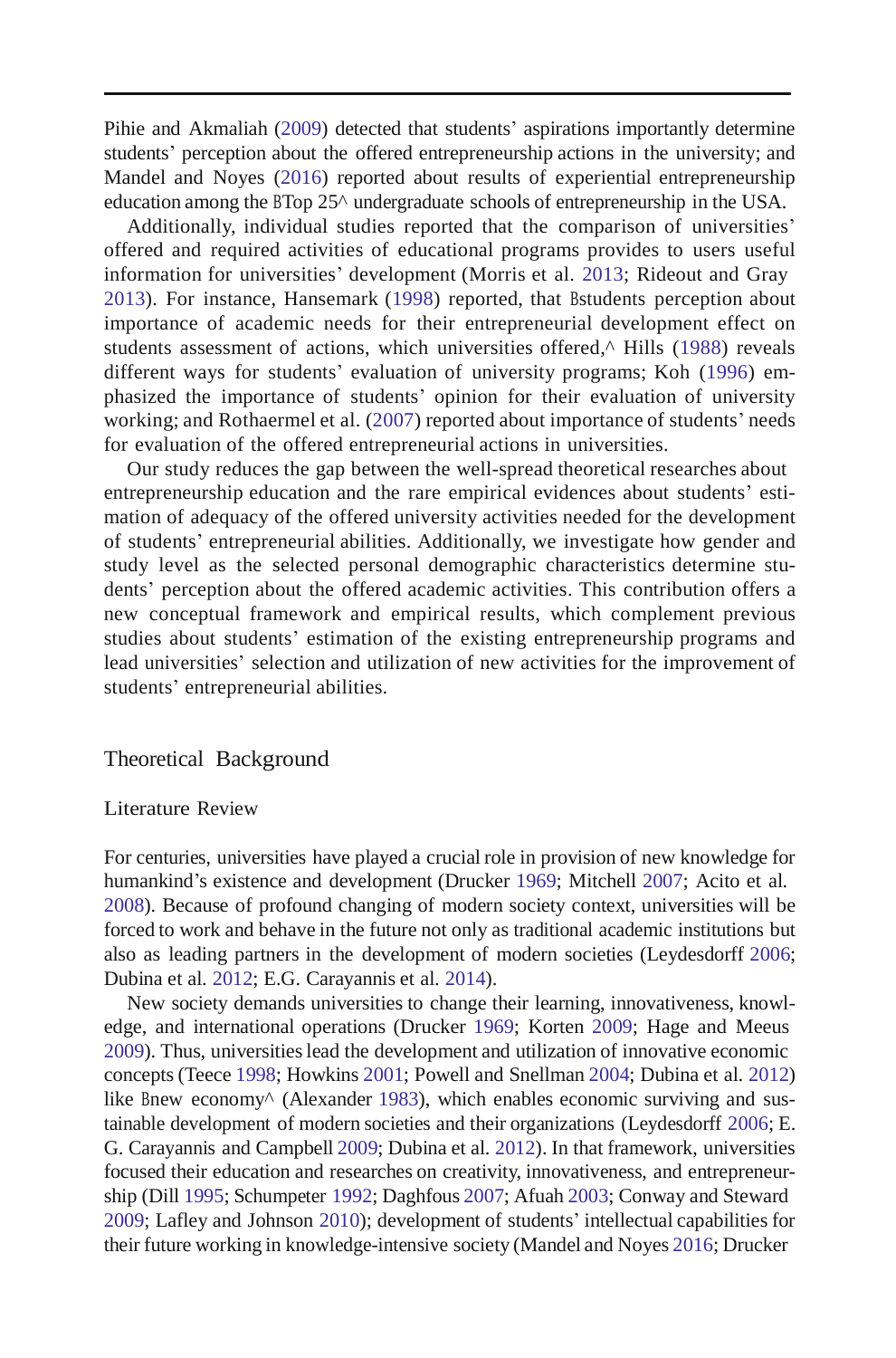Pihie and Akmaliah (2009) detected that students' aspirations importantly determine students' perception about the offered entrepreneurship actions in the university; and Mandel and Noyes (2016) reported about results of experiential entrepreneurship education among the BTop 25^ undergraduate schools of entrepreneurship in the USA.

Additionally, individual studies reported that the comparison of universities' offered and required activities of educational programs provides to users useful information for universities' development (Morris et al. 2013; Rideout and Gray 2013). For instance, Hansemark (1998) reported, that Bstudents perception about importance of academic needs for their entrepreneurial development effect on students assessment of actions, which universities offered,^ Hills (1988) reveals different ways for students' evaluation of university programs; Koh (1996) emphasized the importance of students' opinion for their evaluation of university working; and Rothaermel et al. (2007) reported about importance of students' needs for evaluation of the offered entrepreneurial actions in universities.

Our study reduces the gap between the well-spread theoretical researches about entrepreneurship education and the rare empirical evidences about students' estimation of adequacy of the offered university activities needed for the development of students' entrepreneurial abilities. Additionally, we investigate how gender and study level as the selected personal demographic characteristics determine students' perception about the offered academic activities. This contribution offers a new conceptual framework and empirical results, which complement previous studies about students' estimation of the existing entrepreneurship programs and lead universities' selection and utilization of new activities for the improvement of students' entrepreneurial abilities.

## Theoretical Background

### Literature Review

For centuries, universities have played a crucial role in provision of new knowledge for humankind's existence and development (Drucker 1969; Mitchell 2007; Acito et al. 2008). Because of profound changing of modern society context, universities will be forced to work and behave in the future not only as traditional academic institutions but also as leading partners in the development of modern societies (Leydesdorff 2006; Dubina et al. 2012; E.G. Carayannis et al. 2014).

New society demands universities to change their learning, innovativeness, knowledge, and international operations (Drucker 1969; Korten 2009; Hage and Meeus 2009). Thus, universities lead the development and utilization of innovative economic concepts (Teece 1998; Howkins 2001; Powell and Snellman 2004; Dubina et al. 2012) like Bnew economy^ (Alexander 1983), which enables economic surviving and sustainable development of modern societies and their organizations (Leydesdorff 2006; E. G. Carayannis and Campbell 2009; Dubina et al. 2012). In that framework, universities focused their education and researches on creativity, innovativeness, and entrepreneurship (Dill 1995; Schumpeter 1992; Daghfous 2007; Afuah 2003; Conway and Steward 2009; Lafley and Johnson 2010); development of students' intellectual capabilities for their future working in knowledge-intensive society (Mandel and Noyes 2016; Drucker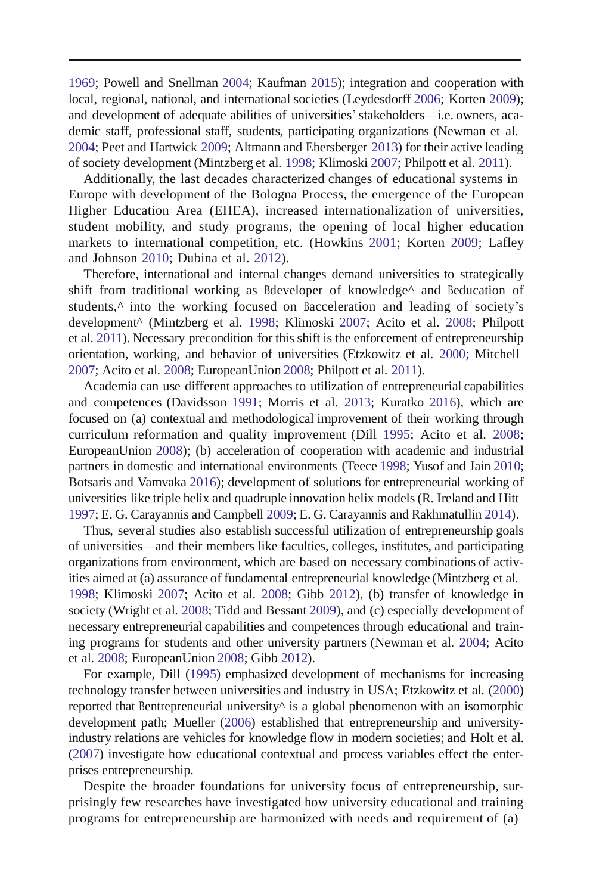1969; Powell and Snellman 2004; Kaufman 2015); integration and cooperation with local, regional, national, and international societies (Leydesdorff 2006; Korten 2009); and development of adequate abilities of universities' stakeholders—i.e. owners, academic staff, professional staff, students, participating organizations (Newman et al. 2004; Peet and Hartwick 2009; Altmann and Ebersberger 2013) for their active leading of society development (Mintzberg et al. 1998; Klimoski 2007; Philpott et al. 2011).

Additionally, the last decades characterized changes of educational systems in Europe with development of the Bologna Process, the emergence of the European Higher Education Area (EHEA), increased internationalization of universities, student mobility, and study programs, the opening of local higher education markets to international competition, etc. (Howkins 2001; Korten 2009; Lafley and Johnson 2010; Dubina et al. 2012).

Therefore, international and internal changes demand universities to strategically shift from traditional working as Bdeveloper of knowledge^ and Beducation of students,^ into the working focused on Bacceleration and leading of society's development^ (Mintzberg et al. 1998; Klimoski 2007; Acito et al. 2008; Philpott et al. 2011). Necessary precondition for this shift is the enforcement of entrepreneurship orientation, working, and behavior of universities (Etzkowitz et al. 2000; Mitchell 2007; Acito et al. 2008; EuropeanUnion 2008; Philpott et al. 2011).

Academia can use different approaches to utilization of entrepreneurial capabilities and competences (Davidsson 1991; Morris et al. 2013; Kuratko 2016), which are focused on (a) contextual and methodological improvement of their working through curriculum reformation and quality improvement (Dill 1995; Acito et al. 2008; EuropeanUnion 2008); (b) acceleration of cooperation with academic and industrial partners in domestic and international environments (Teece 1998; Yusof and Jain 2010; Botsaris and Vamvaka 2016); development of solutions for entrepreneurial working of universities like triple helix and quadruple innovation helix models (R. Ireland and Hitt 1997; E. G. Carayannis and Campbell 2009; E. G. Carayannis and Rakhmatullin 2014).

Thus, several studies also establish successful utilization of entrepreneurship goals of universities—and their members like faculties, colleges, institutes, and participating organizations from environment, which are based on necessary combinations of activities aimed at (a) assurance of fundamental entrepreneurial knowledge (Mintzberg et al. 1998; Klimoski 2007; Acito et al. 2008; Gibb 2012), (b) transfer of knowledge in society (Wright et al. 2008; Tidd and Bessant 2009), and (c) especially development of necessary entrepreneurial capabilities and competences through educational and training programs for students and other university partners (Newman et al. 2004; Acito et al. 2008; EuropeanUnion 2008; Gibb 2012).

For example, Dill (1995) emphasized development of mechanisms for increasing technology transfer between universities and industry in USA; Etzkowitz et al. (2000) reported that Bentrepreneurial university^ is a global phenomenon with an isomorphic development path; Mueller (2006) established that entrepreneurship and university-industry relations are vehicles for knowledge flow in modern societies; and Holt et al. (2007) investigate how educational contextual and process variables effect the enterprises entrepreneurship.

Despite the broader foundations for university focus of entrepreneurship, surprisingly few researches have investigated how university educational and training programs for entrepreneurship are harmonized with needs and requirement of (a)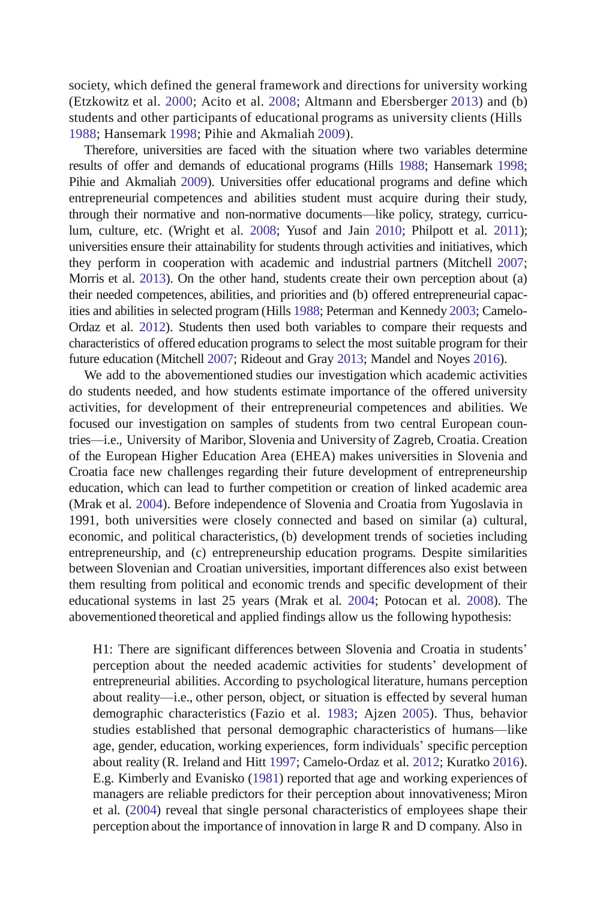society, which defined the general framework and directions for university working (Etzkowitz et al. 2000; Acito et al. 2008; Altmann and Ebersberger 2013) and (b) students and other participants of educational programs as university clients (Hills 1988; Hansemark 1998; Pihie and Akmaliah 2009).

Therefore, universities are faced with the situation where two variables determine results of offer and demands of educational programs (Hills 1988; Hansemark 1998; Pihie and Akmaliah 2009). Universities offer educational programs and define which entrepreneurial competences and abilities student must acquire during their study, through their normative and non-normative documents—like policy, strategy, curriculum, culture, etc. (Wright et al. 2008; Yusof and Jain 2010; Philpott et al. 2011); universities ensure their attainability for students through activities and initiatives, which they perform in cooperation with academic and industrial partners (Mitchell 2007; Morris et al. 2013). On the other hand, students create their own perception about (a) their needed competences, abilities, and priorities and (b) offered entrepreneurial capacities and abilities in selected program (Hills 1988; Peterman and Kennedy 2003; Camelo-Ordaz et al. 2012). Students then used both variables to compare their requests and characteristics of offered education programs to select the most suitable program for their future education (Mitchell 2007; Rideout and Gray 2013; Mandel and Noyes 2016).

We add to the abovementioned studies our investigation which academic activities do students needed, and how students estimate importance of the offered university activities, for development of their entrepreneurial competences and abilities. We focused our investigation on samples of students from two central European countries—i.e., University of Maribor, Slovenia and University of Zagreb, Croatia. Creation of the European Higher Education Area (EHEA) makes universities in Slovenia and Croatia face new challenges regarding their future development of entrepreneurship education, which can lead to further competition or creation of linked academic area (Mrak et al. 2004). Before independence of Slovenia and Croatia from Yugoslavia in 1991, both universities were closely connected and based on similar (a) cultural, economic, and political characteristics, (b) development trends of societies including entrepreneurship, and (c) entrepreneurship education programs. Despite similarities between Slovenian and Croatian universities, important differences also exist between them resulting from political and economic trends and specific development of their educational systems in last 25 years (Mrak et al. 2004; Potocan et al. 2008). The abovementioned theoretical and applied findings allow us the following hypothesis:

> H1: There are significant differences between Slovenia and Croatia in students' perception about the needed academic activities for students' development of entrepreneurial abilities. According to psychological literature, humans perception about reality—i.e., other person, object, or situation is effected by several human demographic characteristics (Fazio et al. 1983; Ajzen 2005). Thus, behavior studies established that personal demographic characteristics of humans—like age, gender, education, working experiences, form individuals' specific perception about reality (R. Ireland and Hitt 1997; Camelo-Ordaz et al. 2012; Kuratko 2016). E.g. Kimberly and Evanisko (1981) reported that age and working experiences of managers are reliable predictors for their perception about innovativeness; Miron et al. (2004) reveal that single personal characteristics of employees shape their perception about the importance of innovation in large R and D company. Also in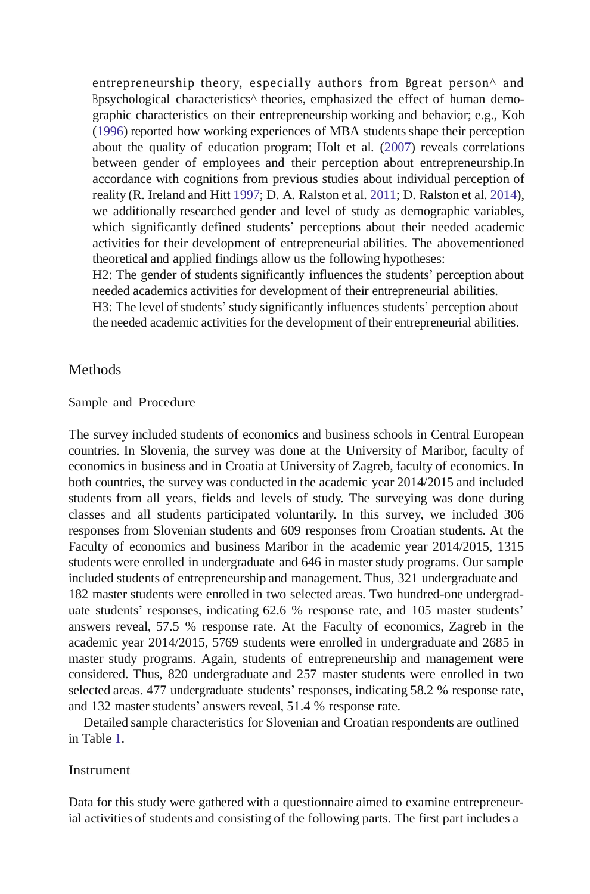entrepreneurship theory, especially authors from Bgreat person^ and Bpsychological characteristics^ theories, emphasized the effect of human demographic characteristics on their entrepreneurship working and behavior; e.g., Koh (1996) reported how working experiences of MBA students shape their perception about the quality of education program; Holt et al. (2007) reveals correlations between gender of employees and their perception about entrepreneurship.In accordance with cognitions from previous studies about individual perception of reality (R. Ireland and Hitt 1997; D. A. Ralston et al. 2011; D. Ralston et al. 2014), we additionally researched gender and level of study as demographic variables, which significantly defined students' perceptions about their needed academic activities for their development of entrepreneurial abilities. The abovementioned theoretical and applied findings allow us the following hypotheses:

H2: The gender of students significantly influences the students' perception about needed academics activities for development of their entrepreneurial abilities.

H3: The level of students' study significantly influences students' perception about the needed academic activities for the development of their entrepreneurial abilities.

## Methods

### Sample and Procedure

The survey included students of economics and business schools in Central European countries. In Slovenia, the survey was done at the University of Maribor, faculty of economics in business and in Croatia at University of Zagreb, faculty of economics. In both countries, the survey was conducted in the academic year 2014/2015 and included students from all years, fields and levels of study. The surveying was done during classes and all students participated voluntarily. In this survey, we included 306 responses from Slovenian students and 609 responses from Croatian students. At the Faculty of economics and business Maribor in the academic year 2014/2015, 1315 students were enrolled in undergraduate and 646 in master study programs. Our sample included students of entrepreneurship and management. Thus, 321 undergraduate and 182 master students were enrolled in two selected areas. Two hundred-one undergraduate students' responses, indicating 62.6 % response rate, and 105 master students' answers reveal, 57.5 % response rate. At the Faculty of economics, Zagreb in the academic year 2014/2015, 5769 students were enrolled in undergraduate and 2685 in master study programs. Again, students of entrepreneurship and management were considered. Thus, 820 undergraduate and 257 master students were enrolled in two selected areas. 477 undergraduate students' responses, indicating 58.2 % response rate, and 132 master students' answers reveal, 51.4 % response rate.

Detailed sample characteristics for Slovenian and Croatian respondents are outlined in Table 1.

### Instrument

Data for this study were gathered with a questionnaire aimed to examine entrepreneurial activities of students and consisting of the following parts. The first part includes a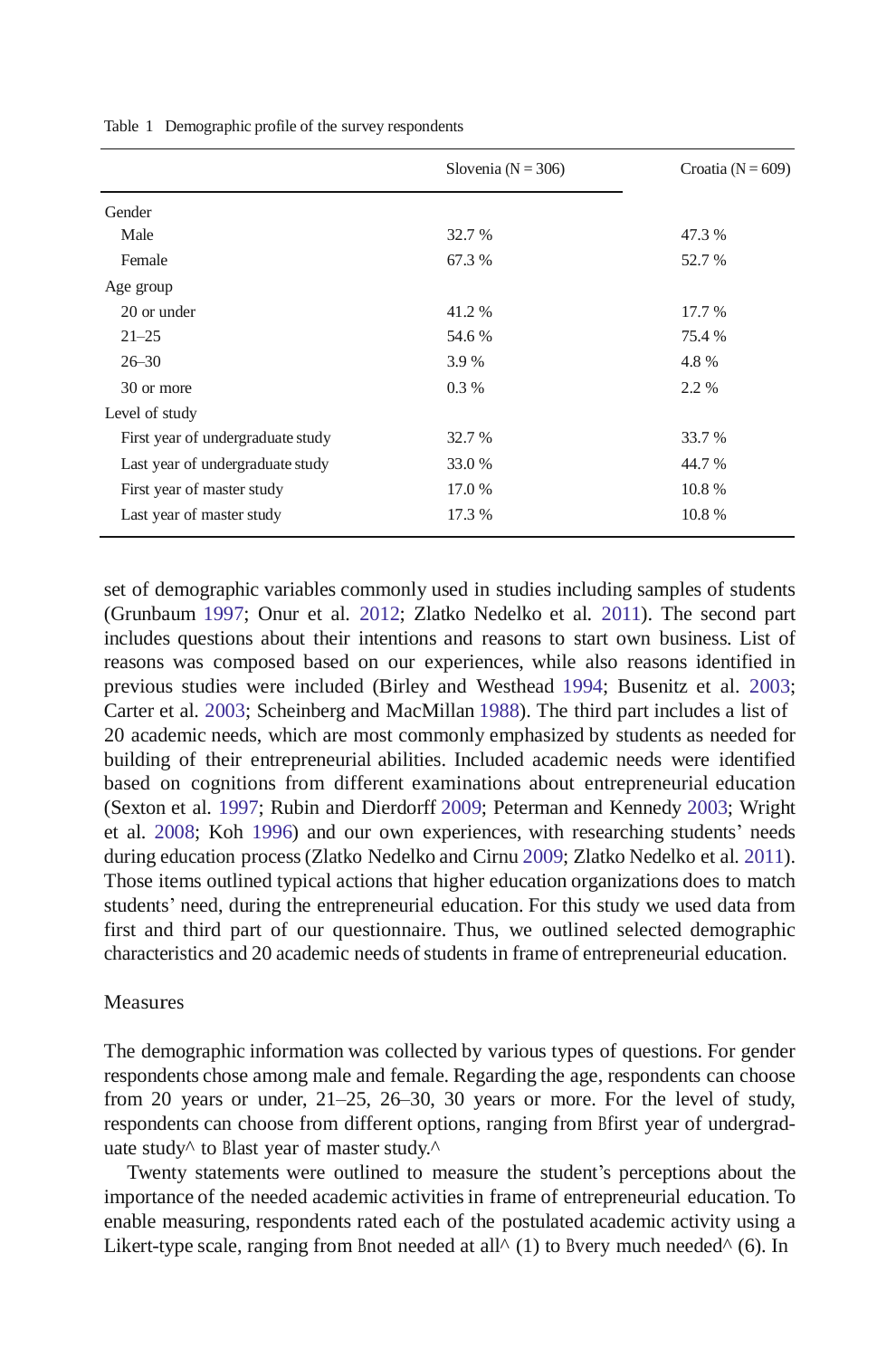Table 1 Demographic profile of the survey respondents

| | Slovenia (N = 306) | Croatia (N = 609) |
|---|---|---|
| Gender | | |
| Male | 32.7 % | 47.3 % |
| Female | 67.3 % | 52.7 % |
| Age group | | |
| 20 or under | 41.2 % | 17.7 % |
| 21–25 | 54.6 % | 75.4 % |
| 26–30 | 3.9 % | 4.8 % |
| 30 or more | 0.3 % | 2.2 % |
| Level of study | | |
| First year of undergraduate study | 32.7 % | 33.7 % |
| Last year of undergraduate study | 33.0 % | 44.7 % |
| First year of master study | 17.0 % | 10.8 % |
| Last year of master study | 17.3 % | 10.8 % |

set of demographic variables commonly used in studies including samples of students (Grunbaum 1997; Onur et al. 2012; Zlatko Nedelko et al. 2011). The second part includes questions about their intentions and reasons to start own business. List of reasons was composed based on our experiences, while also reasons identified in previous studies were included (Birley and Westhead 1994; Busenitz et al. 2003; Carter et al. 2003; Scheinberg and MacMillan 1988). The third part includes a list of 20 academic needs, which are most commonly emphasized by students as needed for building of their entrepreneurial abilities. Included academic needs were identified based on cognitions from different examinations about entrepreneurial education (Sexton et al. 1997; Rubin and Dierdorff 2009; Peterman and Kennedy 2003; Wright et al. 2008; Koh 1996) and our own experiences, with researching students' needs during education process (Zlatko Nedelko and Cirnu 2009; Zlatko Nedelko et al. 2011). Those items outlined typical actions that higher education organizations does to match students' need, during the entrepreneurial education. For this study we used data from first and third part of our questionnaire. Thus, we outlined selected demographic characteristics and 20 academic needs of students in frame of entrepreneurial education.

## Measures

The demographic information was collected by various types of questions. For gender respondents chose among male and female. Regarding the age, respondents can choose from 20 years or under, 21–25, 26–30, 30 years or more. For the level of study, respondents can choose from different options, ranging from Bfirst year of undergraduate study^ to Blast year of master study.^

Twenty statements were outlined to measure the student's perceptions about the importance of the needed academic activities in frame of entrepreneurial education. To enable measuring, respondents rated each of the postulated academic activity using a Likert-type scale, ranging from Bnot needed at all^ (1) to Bvery much needed^ (6). In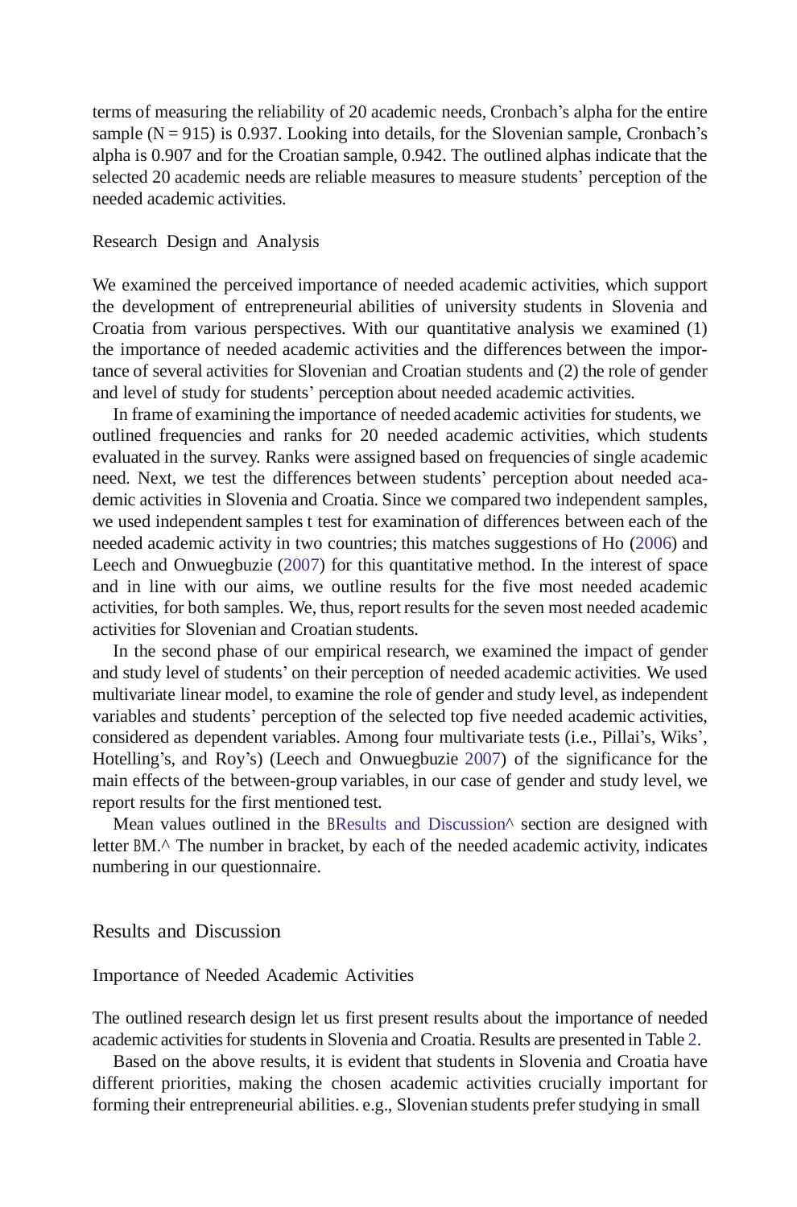terms of measuring the reliability of 20 academic needs, Cronbach's alpha for the entire sample (N = 915) is 0.937. Looking into details, for the Slovenian sample, Cronbach's alpha is 0.907 and for the Croatian sample, 0.942. The outlined alphas indicate that the selected 20 academic needs are reliable measures to measure students' perception of the needed academic activities.

### Research Design and Analysis

We examined the perceived importance of needed academic activities, which support the development of entrepreneurial abilities of university students in Slovenia and Croatia from various perspectives. With our quantitative analysis we examined (1) the importance of needed academic activities and the differences between the importance of several activities for Slovenian and Croatian students and (2) the role of gender and level of study for students' perception about needed academic activities.

In frame of examining the importance of needed academic activities for students, we outlined frequencies and ranks for 20 needed academic activities, which students evaluated in the survey. Ranks were assigned based on frequencies of single academic need. Next, we test the differences between students' perception about needed academic activities in Slovenia and Croatia. Since we compared two independent samples, we used independent samples t test for examination of differences between each of the needed academic activity in two countries; this matches suggestions of Ho (2006) and Leech and Onwuegbuzie (2007) for this quantitative method. In the interest of space and in line with our aims, we outline results for the five most needed academic activities, for both samples. We, thus, report results for the seven most needed academic activities for Slovenian and Croatian students.

In the second phase of our empirical research, we examined the impact of gender and study level of students' on their perception of needed academic activities. We used multivariate linear model, to examine the role of gender and study level, as independent variables and students' perception of the selected top five needed academic activities, considered as dependent variables. Among four multivariate tests (i.e., Pillai's, Wiks', Hotelling's, and Roy's) (Leech and Onwuegbuzie 2007) of the significance for the main effects of the between-group variables, in our case of gender and study level, we report results for the first mentioned test.

Mean values outlined in the BResults and Discussion^ section are designed with letter BM.^ The number in bracket, by each of the needed academic activity, indicates numbering in our questionnaire.

## Results and Discussion

### Importance of Needed Academic Activities

The outlined research design let us first present results about the importance of needed academic activities for students in Slovenia and Croatia. Results are presented in Table 2.

Based on the above results, it is evident that students in Slovenia and Croatia have different priorities, making the chosen academic activities crucially important for forming their entrepreneurial abilities. e.g., Slovenian students prefer studying in small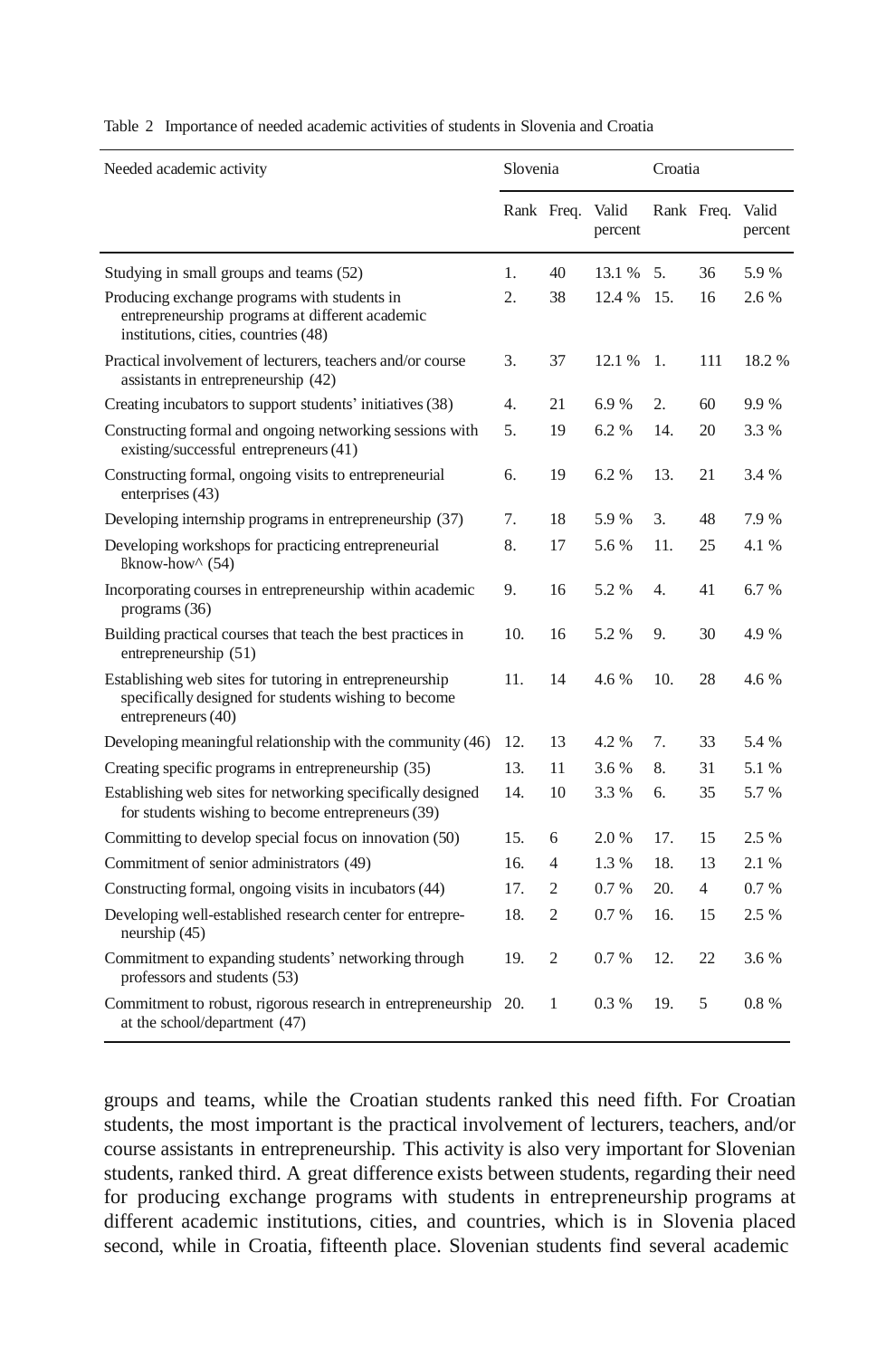Table 2 Importance of needed academic activities of students in Slovenia and Croatia

| Needed academic activity | Slovenia | | | Croatia | | |
|---|---|---|---|---|---|---|
| | Rank | Freq. | Valid percent | Rank | Freq. | Valid percent |
| Studying in small groups and teams (52) | 1. | 40 | 13.1 % | 5. | 36 | 5.9 % |
| Producing exchange programs with students in entrepreneurship programs at different academic institutions, cities, countries (48) | 2. | 38 | 12.4 % | 15. | 16 | 2.6 % |
| Practical involvement of lecturers, teachers and/or course assistants in entrepreneurship (42) | 3. | 37 | 12.1 % | 1. | 111 | 18.2 % |
| Creating incubators to support students' initiatives (38) | 4. | 21 | 6.9 % | 2. | 60 | 9.9 % |
| Constructing formal and ongoing networking sessions with existing/successful entrepreneurs (41) | 5. | 19 | 6.2 % | 14. | 20 | 3.3 % |
| Constructing formal, ongoing visits to entrepreneurial enterprises (43) | 6. | 19 | 6.2 % | 13. | 21 | 3.4 % |
| Developing internship programs in entrepreneurship (37) | 7. | 18 | 5.9 % | 3. | 48 | 7.9 % |
| Developing workshops for practicing entrepreneurial Bknow-how^ (54) | 8. | 17 | 5.6 % | 11. | 25 | 4.1 % |
| Incorporating courses in entrepreneurship within academic programs (36) | 9. | 16 | 5.2 % | 4. | 41 | 6.7 % |
| Building practical courses that teach the best practices in entrepreneurship (51) | 10. | 16 | 5.2 % | 9. | 30 | 4.9 % |
| Establishing web sites for tutoring in entrepreneurship specifically designed for students wishing to become entrepreneurs (40) | 11. | 14 | 4.6 % | 10. | 28 | 4.6 % |
| Developing meaningful relationship with the community (46) | 12. | 13 | 4.2 % | 7. | 33 | 5.4 % |
| Creating specific programs in entrepreneurship (35) | 13. | 11 | 3.6 % | 8. | 31 | 5.1 % |
| Establishing web sites for networking specifically designed for students wishing to become entrepreneurs (39) | 14. | 10 | 3.3 % | 6. | 35 | 5.7 % |
| Committing to develop special focus on innovation (50) | 15. | 6 | 2.0 % | 17. | 15 | 2.5 % |
| Commitment of senior administrators (49) | 16. | 4 | 1.3 % | 18. | 13 | 2.1 % |
| Constructing formal, ongoing visits in incubators (44) | 17. | 2 | 0.7 % | 20. | 4 | 0.7 % |
| Developing well-established research center for entrepreneurship (45) | 18. | 2 | 0.7 % | 16. | 15 | 2.5 % |
| Commitment to expanding students' networking through professors and students (53) | 19. | 2 | 0.7 % | 12. | 22 | 3.6 % |
| Commitment to robust, rigorous research in entrepreneurship at the school/department (47) | 20. | 1 | 0.3 % | 19. | 5 | 0.8 % |

groups and teams, while the Croatian students ranked this need fifth. For Croatian students, the most important is the practical involvement of lecturers, teachers, and/or course assistants in entrepreneurship. This activity is also very important for Slovenian students, ranked third. A great difference exists between students, regarding their need for producing exchange programs with students in entrepreneurship programs at different academic institutions, cities, and countries, which is in Slovenia placed second, while in Croatia, fifteenth place. Slovenian students find several academic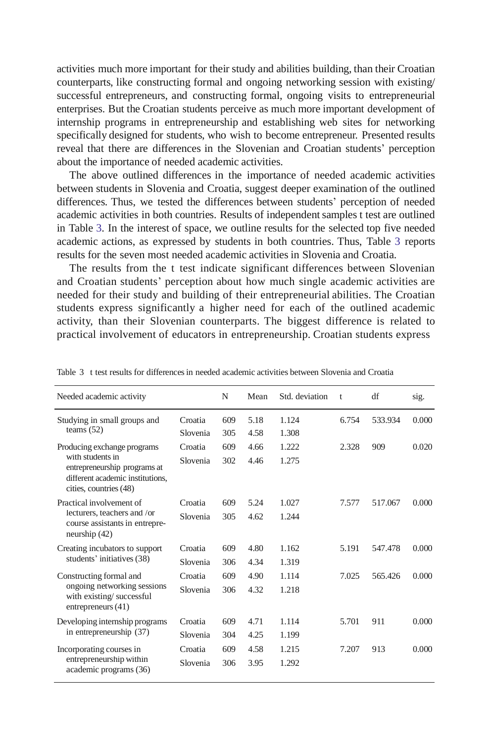activities much more important for their study and abilities building, than their Croatian counterparts, like constructing formal and ongoing networking session with existing/ successful entrepreneurs, and constructing formal, ongoing visits to entrepreneurial enterprises. But the Croatian students perceive as much more important development of internship programs in entrepreneurship and establishing web sites for networking specifically designed for students, who wish to become entrepreneur. Presented results reveal that there are differences in the Slovenian and Croatian students' perception about the importance of needed academic activities.

The above outlined differences in the importance of needed academic activities between students in Slovenia and Croatia, suggest deeper examination of the outlined differences. Thus, we tested the differences between students' perception of needed academic activities in both countries. Results of independent samples t test are outlined in Table 3. In the interest of space, we outline results for the selected top five needed academic actions, as expressed by students in both countries. Thus, Table 3 reports results for the seven most needed academic activities in Slovenia and Croatia.

The results from the t test indicate significant differences between Slovenian and Croatian students' perception about how much single academic activities are needed for their study and building of their entrepreneurial abilities. The Croatian students express significantly a higher need for each of the outlined academic activity, than their Slovenian counterparts. The biggest difference is related to practical involvement of educators in entrepreneurship. Croatian students express

Table 3 t test results for differences in needed academic activities between Slovenia and Croatia

| Needed academic activity | | N | Mean | Std. deviation | t | df | sig. |
|---|---|---|---|---|---|---|---|
| Studying in small groups and teams (52) | Croatia | 609 | 5.18 | 1.124 | 6.754 | 533.934 | 0.000 |
| | Slovenia | 305 | 4.58 | 1.308 | | | |
| Producing exchange programs with students in entrepreneurship programs at different academic institutions, cities, countries (48) | Croatia | 609 | 4.66 | 1.222 | 2.328 | 909 | 0.020 |
| | Slovenia | 302 | 4.46 | 1.275 | | | |
| Practical involvement of lecturers, teachers and /or course assistants in entrepreneurship (42) | Croatia | 609 | 5.24 | 1.027 | 7.577 | 517.067 | 0.000 |
| | Slovenia | 305 | 4.62 | 1.244 | | | |
| Creating incubators to support students' initiatives (38) | Croatia | 609 | 4.80 | 1.162 | 5.191 | 547.478 | 0.000 |
| | Slovenia | 306 | 4.34 | 1.319 | | | |
| Constructing formal and ongoing networking sessions with existing/ successful entrepreneurs (41) | Croatia | 609 | 4.90 | 1.114 | 7.025 | 565.426 | 0.000 |
| | Slovenia | 306 | 4.32 | 1.218 | | | |
| Developing internship programs in entrepreneurship (37) | Croatia | 609 | 4.71 | 1.114 | 5.701 | 911 | 0.000 |
| | Slovenia | 304 | 4.25 | 1.199 | | | |
| Incorporating courses in entrepreneurship within academic programs (36) | Croatia | 609 | 4.58 | 1.215 | 7.207 | 913 | 0.000 |
| | Slovenia | 306 | 3.95 | 1.292 | | | |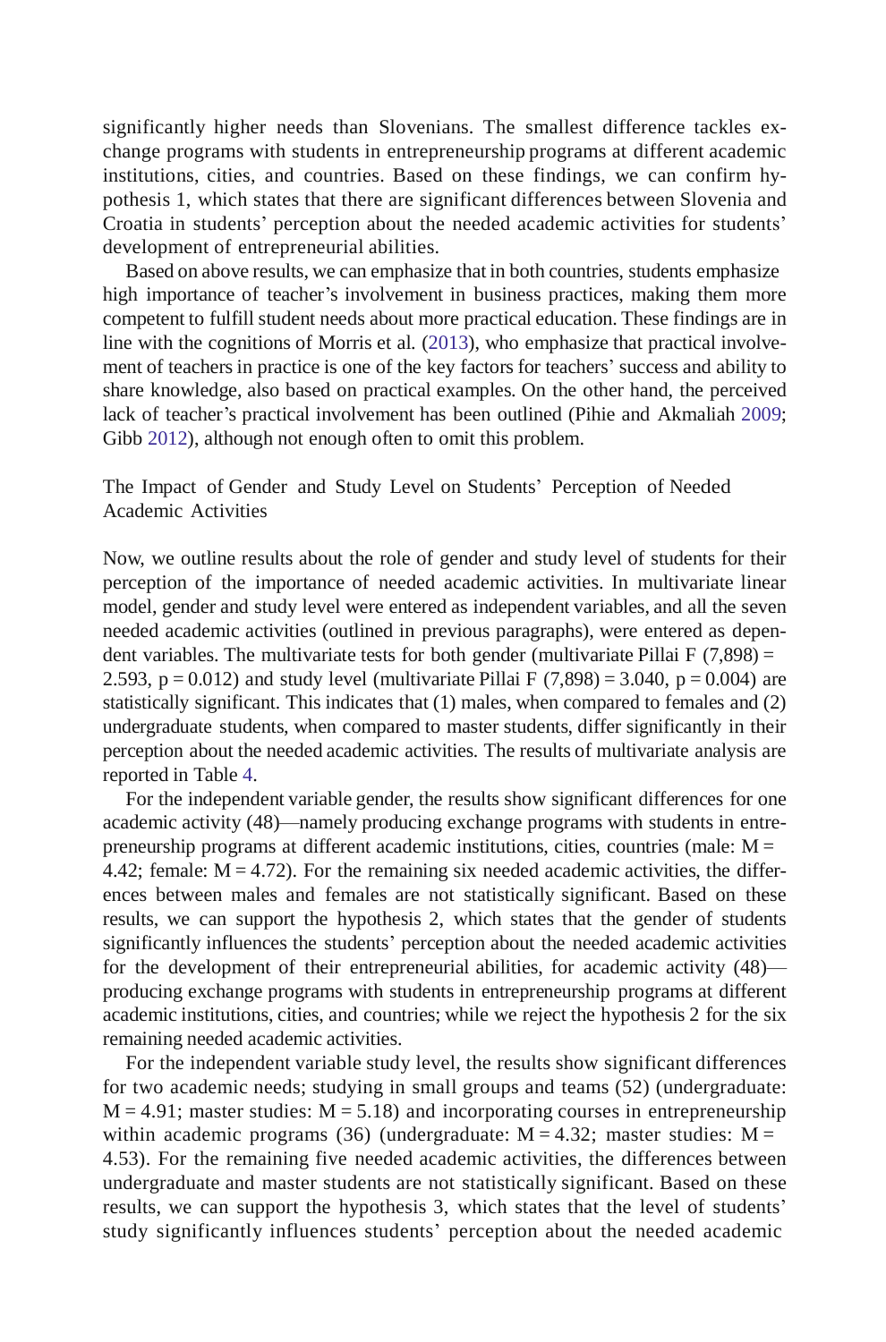significantly higher needs than Slovenians. The smallest difference tackles exchange programs with students in entrepreneurship programs at different academic institutions, cities, and countries. Based on these findings, we can confirm hypothesis 1, which states that there are significant differences between Slovenia and Croatia in students' perception about the needed academic activities for students' development of entrepreneurial abilities.

Based on above results, we can emphasize that in both countries, students emphasize high importance of teacher's involvement in business practices, making them more competent to fulfill student needs about more practical education. These findings are in line with the cognitions of Morris et al. (2013), who emphasize that practical involvement of teachers in practice is one of the key factors for teachers' success and ability to share knowledge, also based on practical examples. On the other hand, the perceived lack of teacher's practical involvement has been outlined (Pihie and Akmaliah 2009; Gibb 2012), although not enough often to omit this problem.

## The Impact of Gender and Study Level on Students' Perception of Needed Academic Activities

Now, we outline results about the role of gender and study level of students for their perception of the importance of needed academic activities. In multivariate linear model, gender and study level were entered as independent variables, and all the seven needed academic activities (outlined in previous paragraphs), were entered as dependent variables. The multivariate tests for both gender (multivariate Pillai $F\ (7{,}898) = 2.593$, $p = 0.012$) and study level (multivariate Pillai $F\ (7{,}898) = 3.040$, $p = 0.004$) are statistically significant. This indicates that (1) males, when compared to females and (2) undergraduate students, when compared to master students, differ significantly in their perception about the needed academic activities. The results of multivariate analysis are reported in Table 4.

For the independent variable gender, the results show significant differences for one academic activity (48)—namely producing exchange programs with students in entrepreneurship programs at different academic institutions, cities, countries (male: $M = 4.42$; female: $M = 4.72$). For the remaining six needed academic activities, the differences between males and females are not statistically significant. Based on these results, we can support the hypothesis 2, which states that the gender of students significantly influences the students' perception about the needed academic activities for the development of their entrepreneurial abilities, for academic activity (48)—producing exchange programs with students in entrepreneurship programs at different academic institutions, cities, and countries; while we reject the hypothesis 2 for the six remaining needed academic activities.

For the independent variable study level, the results show significant differences for two academic needs; studying in small groups and teams (52) (undergraduate: $M = 4.91$; master studies: $M = 5.18$) and incorporating courses in entrepreneurship within academic programs (36) (undergraduate: $M = 4.32$; master studies: $M = 4.53$). For the remaining five needed academic activities, the differences between undergraduate and master students are not statistically significant. Based on these results, we can support the hypothesis 3, which states that the level of students' study significantly influences students' perception about the needed academic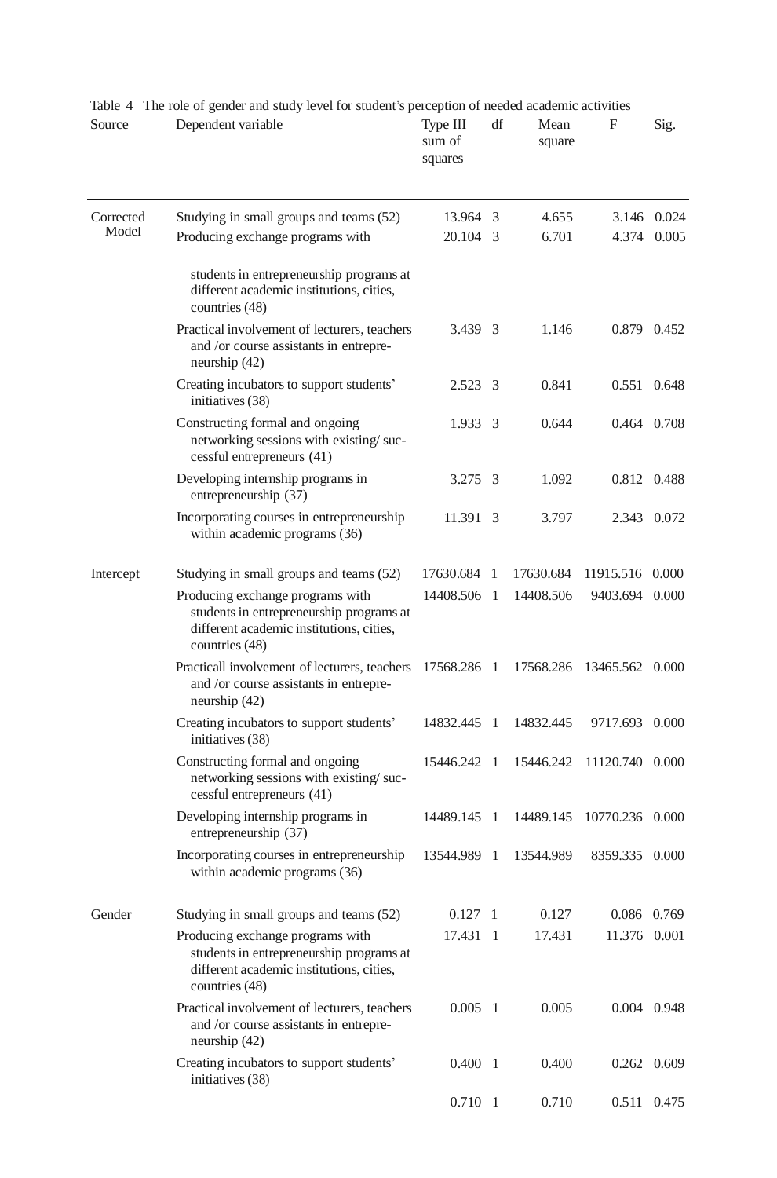Table 4 The role of gender and study level for student's perception of needed academic activities

| Source | Dependent variable | Type III sum of squares | df | Mean square | F | Sig. |
|---|---|---|---|---|---|---|
| Corrected Model | Studying in small groups and teams (52) | 13.964 | 3 | 4.655 | 3.146 | 0.024 |
| | Producing exchange programs with students in entrepreneurship programs at different academic institutions, cities, countries (48) | 20.104 | 3 | 6.701 | 4.374 | 0.005 |
| | Practical involvement of lecturers, teachers and /or course assistants in entrepreneurship (42) | 3.439 | 3 | 1.146 | 0.879 | 0.452 |
| | Creating incubators to support students' initiatives (38) | 2.523 | 3 | 0.841 | 0.551 | 0.648 |
| | Constructing formal and ongoing networking sessions with existing/ successful entrepreneurs (41) | 1.933 | 3 | 0.644 | 0.464 | 0.708 |
| | Developing internship programs in entrepreneurship (37) | 3.275 | 3 | 1.092 | 0.812 | 0.488 |
| | Incorporating courses in entrepreneurship within academic programs (36) | 11.391 | 3 | 3.797 | 2.343 | 0.072 |
| Intercept | Studying in small groups and teams (52) | 17630.684 | 1 | 17630.684 | 11915.516 | 0.000 |
| | Producing exchange programs with students in entrepreneurship programs at different academic institutions, cities, countries (48) | 14408.506 | 1 | 14408.506 | 9403.694 | 0.000 |
| | Practicall involvement of lecturers, teachers and /or course assistants in entrepreneurship (42) | 17568.286 | 1 | 17568.286 | 13465.562 | 0.000 |
| | Creating incubators to support students' initiatives (38) | 14832.445 | 1 | 14832.445 | 9717.693 | 0.000 |
| | Constructing formal and ongoing networking sessions with existing/ successful entrepreneurs (41) | 15446.242 | 1 | 15446.242 | 11120.740 | 0.000 |
| | Developing internship programs in entrepreneurship (37) | 14489.145 | 1 | 14489.145 | 10770.236 | 0.000 |
| | Incorporating courses in entrepreneurship within academic programs (36) | 13544.989 | 1 | 13544.989 | 8359.335 | 0.000 |
| Gender | Studying in small groups and teams (52) | 0.127 | 1 | 0.127 | 0.086 | 0.769 |
| | Producing exchange programs with students in entrepreneurship programs at different academic institutions, cities, countries (48) | 17.431 | 1 | 17.431 | 11.376 | 0.001 |
| | Practical involvement of lecturers, teachers and /or course assistants in entrepreneurship (42) | 0.005 | 1 | 0.005 | 0.004 | 0.948 |
| | Creating incubators to support students' initiatives (38) | 0.400 | 1 | 0.400 | 0.262 | 0.609 |
| | | 0.710 | 1 | 0.710 | 0.511 | 0.475 |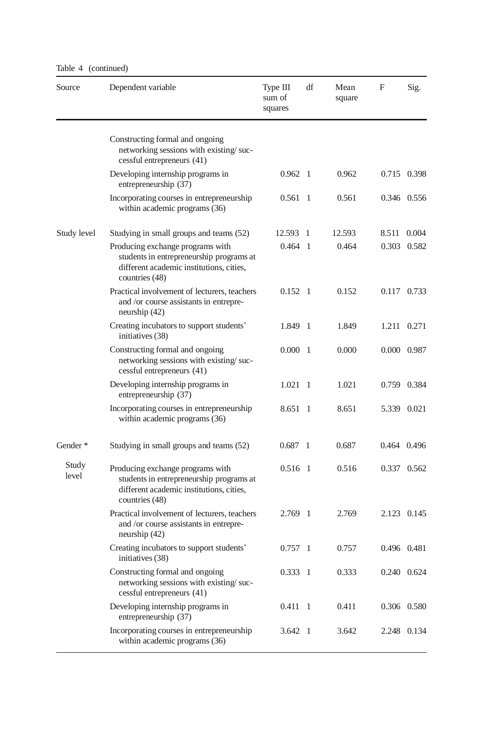Table 4 (continued)

| Source | Dependent variable | Type III sum of squares | df | Mean square | F | Sig. |
|---|---|---|---|---|---|---|
| | Constructing formal and ongoing networking sessions with existing/ successful entrepreneurs (41) | | | | | |
| | Developing internship programs in entrepreneurship (37) | 0.962 | 1 | 0.962 | 0.715 | 0.398 |
| | Incorporating courses in entrepreneurship within academic programs (36) | 0.561 | 1 | 0.561 | 0.346 | 0.556 |
| Study level | Studying in small groups and teams (52) | 12.593 | 1 | 12.593 | 8.511 | 0.004 |
| | Producing exchange programs with students in entrepreneurship programs at different academic institutions, cities, countries (48) | 0.464 | 1 | 0.464 | 0.303 | 0.582 |
| | Practical involvement of lecturers, teachers and /or course assistants in entrepreneurship (42) | 0.152 | 1 | 0.152 | 0.117 | 0.733 |
| | Creating incubators to support students' initiatives (38) | 1.849 | 1 | 1.849 | 1.211 | 0.271 |
| | Constructing formal and ongoing networking sessions with existing/ successful entrepreneurs (41) | 0.000 | 1 | 0.000 | 0.000 | 0.987 |
| | Developing internship programs in entrepreneurship (37) | 1.021 | 1 | 1.021 | 0.759 | 0.384 |
| | Incorporating courses in entrepreneurship within academic programs (36) | 8.651 | 1 | 8.651 | 5.339 | 0.021 |
| Gender * Study level | Studying in small groups and teams (52) | 0.687 | 1 | 0.687 | 0.464 | 0.496 |
| | Producing exchange programs with students in entrepreneurship programs at different academic institutions, cities, countries (48) | 0.516 | 1 | 0.516 | 0.337 | 0.562 |
| | Practical involvement of lecturers, teachers and /or course assistants in entrepreneurship (42) | 2.769 | 1 | 2.769 | 2.123 | 0.145 |
| | Creating incubators to support students' initiatives (38) | 0.757 | 1 | 0.757 | 0.496 | 0.481 |
| | Constructing formal and ongoing networking sessions with existing/ successful entrepreneurs (41) | 0.333 | 1 | 0.333 | 0.240 | 0.624 |
| | Developing internship programs in entrepreneurship (37) | 0.411 | 1 | 0.411 | 0.306 | 0.580 |
| | Incorporating courses in entrepreneurship within academic programs (36) | 3.642 | 1 | 3.642 | 2.248 | 0.134 |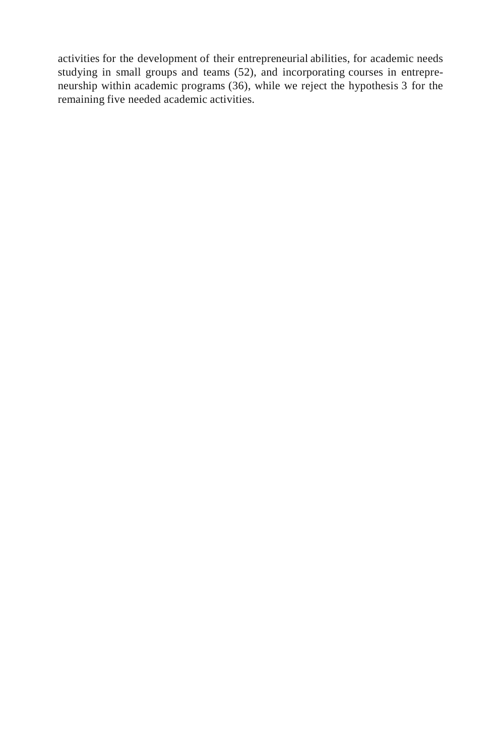activities for the development of their entrepreneurial abilities, for academic needs studying in small groups and teams (52), and incorporating courses in entrepreneurship within academic programs (36), while we reject the hypothesis 3 for the remaining five needed academic activities.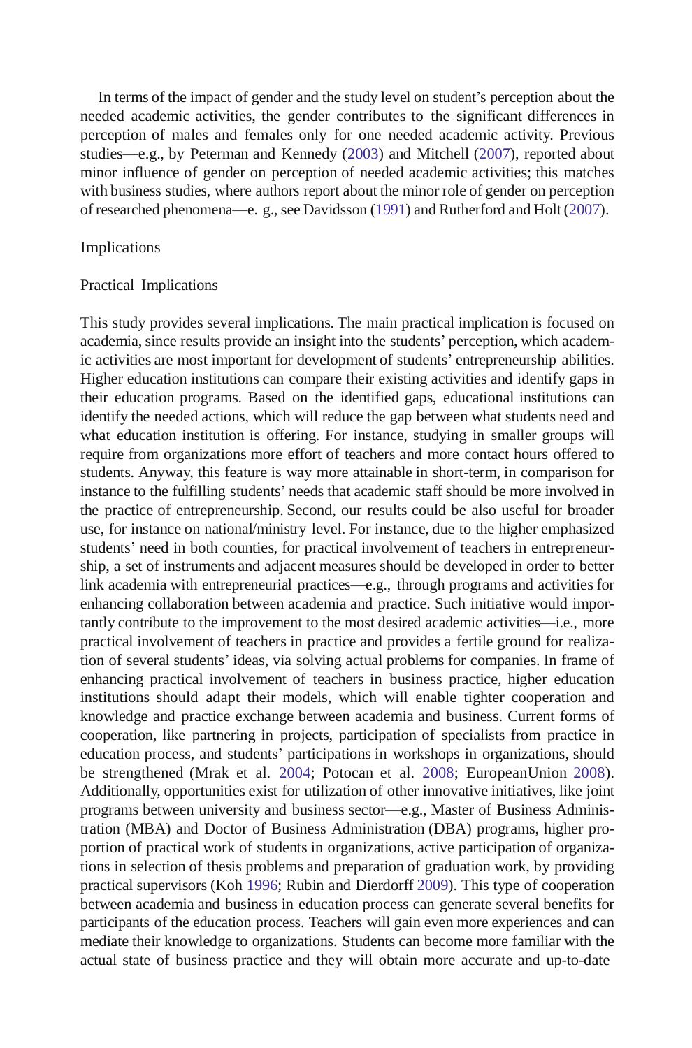In terms of the impact of gender and the study level on student's perception about the needed academic activities, the gender contributes to the significant differences in perception of males and females only for one needed academic activity. Previous studies—e.g., by Peterman and Kennedy (2003) and Mitchell (2007), reported about minor influence of gender on perception of needed academic activities; this matches with business studies, where authors report about the minor role of gender on perception of researched phenomena—e. g., see Davidsson (1991) and Rutherford and Holt (2007).

## Implications

### Practical Implications

This study provides several implications. The main practical implication is focused on academia, since results provide an insight into the students' perception, which academic activities are most important for development of students' entrepreneurship abilities. Higher education institutions can compare their existing activities and identify gaps in their education programs. Based on the identified gaps, educational institutions can identify the needed actions, which will reduce the gap between what students need and what education institution is offering. For instance, studying in smaller groups will require from organizations more effort of teachers and more contact hours offered to students. Anyway, this feature is way more attainable in short-term, in comparison for instance to the fulfilling students' needs that academic staff should be more involved in the practice of entrepreneurship. Second, our results could be also useful for broader use, for instance on national/ministry level. For instance, due to the higher emphasized students' need in both counties, for practical involvement of teachers in entrepreneurship, a set of instruments and adjacent measures should be developed in order to better link academia with entrepreneurial practices—e.g., through programs and activities for enhancing collaboration between academia and practice. Such initiative would importantly contribute to the improvement to the most desired academic activities—i.e., more practical involvement of teachers in practice and provides a fertile ground for realization of several students' ideas, via solving actual problems for companies. In frame of enhancing practical involvement of teachers in business practice, higher education institutions should adapt their models, which will enable tighter cooperation and knowledge and practice exchange between academia and business. Current forms of cooperation, like partnering in projects, participation of specialists from practice in education process, and students' participations in workshops in organizations, should be strengthened (Mrak et al. 2004; Potocan et al. 2008; EuropeanUnion 2008). Additionally, opportunities exist for utilization of other innovative initiatives, like joint programs between university and business sector—e.g., Master of Business Administration (MBA) and Doctor of Business Administration (DBA) programs, higher proportion of practical work of students in organizations, active participation of organizations in selection of thesis problems and preparation of graduation work, by providing practical supervisors (Koh 1996; Rubin and Dierdorff 2009). This type of cooperation between academia and business in education process can generate several benefits for participants of the education process. Teachers will gain even more experiences and can mediate their knowledge to organizations. Students can become more familiar with the actual state of business practice and they will obtain more accurate and up-to-date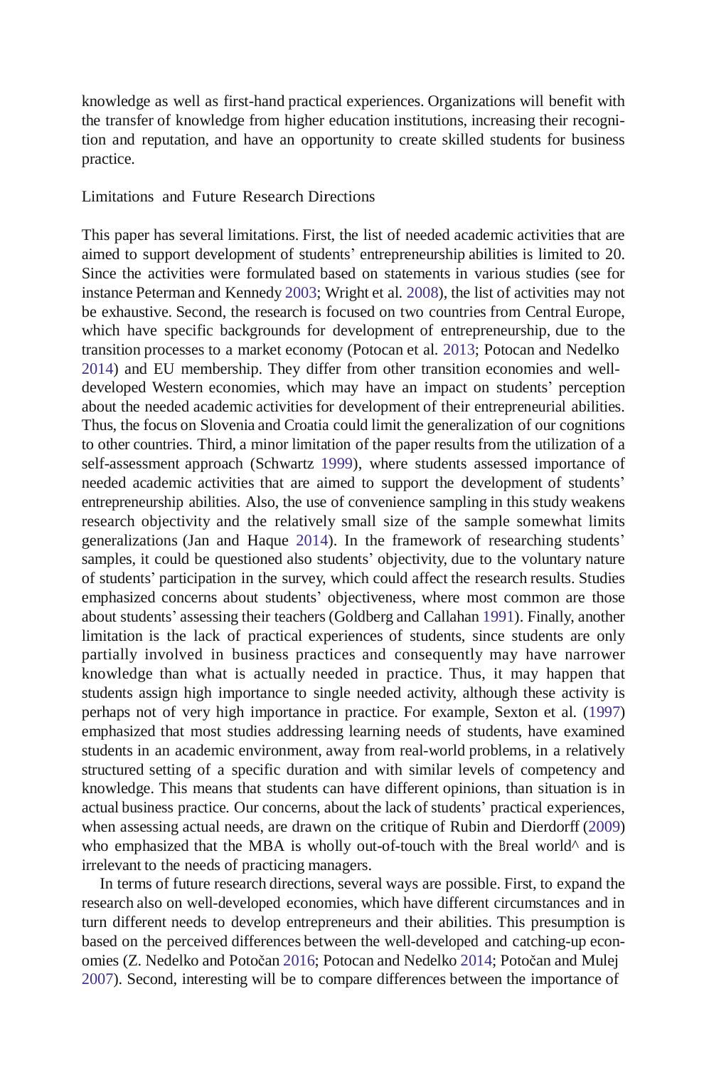knowledge as well as first-hand practical experiences. Organizations will benefit with the transfer of knowledge from higher education institutions, increasing their recognition and reputation, and have an opportunity to create skilled students for business practice.

## Limitations and Future Research Directions

This paper has several limitations. First, the list of needed academic activities that are aimed to support development of students' entrepreneurship abilities is limited to 20. Since the activities were formulated based on statements in various studies (see for instance Peterman and Kennedy 2003; Wright et al. 2008), the list of activities may not be exhaustive. Second, the research is focused on two countries from Central Europe, which have specific backgrounds for development of entrepreneurship, due to the transition processes to a market economy (Potocan et al. 2013; Potocan and Nedelko 2014) and EU membership. They differ from other transition economies and well-developed Western economies, which may have an impact on students' perception about the needed academic activities for development of their entrepreneurial abilities. Thus, the focus on Slovenia and Croatia could limit the generalization of our cognitions to other countries. Third, a minor limitation of the paper results from the utilization of a self-assessment approach (Schwartz 1999), where students assessed importance of needed academic activities that are aimed to support the development of students' entrepreneurship abilities. Also, the use of convenience sampling in this study weakens research objectivity and the relatively small size of the sample somewhat limits generalizations (Jan and Haque 2014). In the framework of researching students' samples, it could be questioned also students' objectivity, due to the voluntary nature of students' participation in the survey, which could affect the research results. Studies emphasized concerns about students' objectiveness, where most common are those about students' assessing their teachers (Goldberg and Callahan 1991). Finally, another limitation is the lack of practical experiences of students, since students are only partially involved in business practices and consequently may have narrower knowledge than what is actually needed in practice. Thus, it may happen that students assign high importance to single needed activity, although these activity is perhaps not of very high importance in practice. For example, Sexton et al. (1997) emphasized that most studies addressing learning needs of students, have examined students in an academic environment, away from real-world problems, in a relatively structured setting of a specific duration and with similar levels of competency and knowledge. This means that students can have different opinions, than situation is in actual business practice. Our concerns, about the lack of students' practical experiences, when assessing actual needs, are drawn on the critique of Rubin and Dierdorff (2009) who emphasized that the MBA is wholly out-of-touch with the Breal world^ and is irrelevant to the needs of practicing managers.

In terms of future research directions, several ways are possible. First, to expand the research also on well-developed economies, which have different circumstances and in turn different needs to develop entrepreneurs and their abilities. This presumption is based on the perceived differences between the well-developed and catching-up economies (Z. Nedelko and Potočan 2016; Potocan and Nedelko 2014; Potočan and Mulej 2007). Second, interesting will be to compare differences between the importance of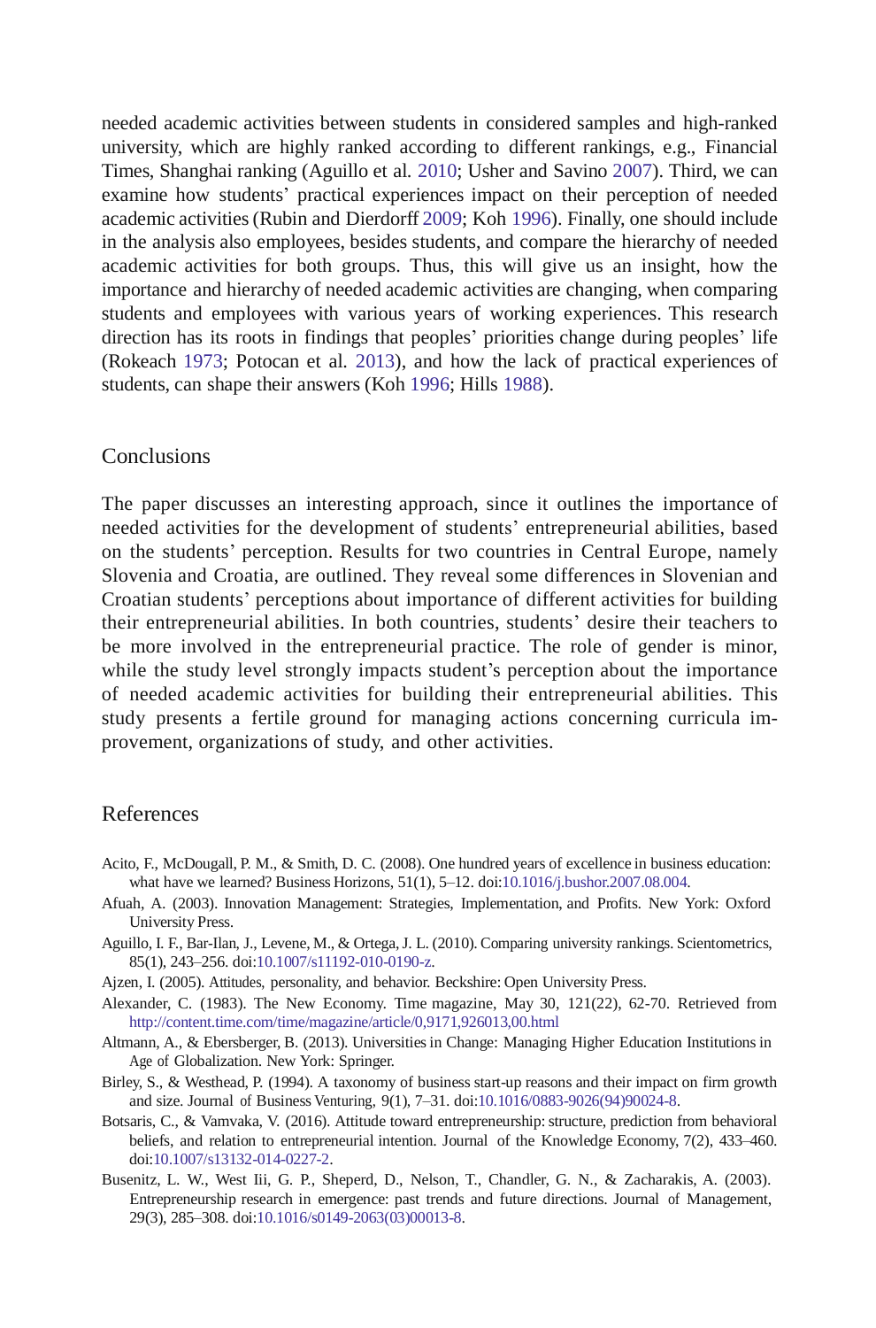needed academic activities between students in considered samples and high-ranked university, which are highly ranked according to different rankings, e.g., Financial Times, Shanghai ranking (Aguillo et al. 2010; Usher and Savino 2007). Third, we can examine how students' practical experiences impact on their perception of needed academic activities (Rubin and Dierdorff 2009; Koh 1996). Finally, one should include in the analysis also employees, besides students, and compare the hierarchy of needed academic activities for both groups. Thus, this will give us an insight, how the importance and hierarchy of needed academic activities are changing, when comparing students and employees with various years of working experiences. This research direction has its roots in findings that peoples' priorities change during peoples' life (Rokeach 1973; Potocan et al. 2013), and how the lack of practical experiences of students, can shape their answers (Koh 1996; Hills 1988).

## Conclusions

The paper discusses an interesting approach, since it outlines the importance of needed activities for the development of students' entrepreneurial abilities, based on the students' perception. Results for two countries in Central Europe, namely Slovenia and Croatia, are outlined. They reveal some differences in Slovenian and Croatian students' perceptions about importance of different activities for building their entrepreneurial abilities. In both countries, students' desire their teachers to be more involved in the entrepreneurial practice. The role of gender is minor, while the study level strongly impacts student's perception about the importance of needed academic activities for building their entrepreneurial abilities. This study presents a fertile ground for managing actions concerning curricula improvement, organizations of study, and other activities.

## References

Acito, F., McDougall, P. M., & Smith, D. C. (2008). One hundred years of excellence in business education: what have we learned? Business Horizons, 51(1), 5–12. doi:10.1016/j.bushor.2007.08.004.

Afuah, A. (2003). Innovation Management: Strategies, Implementation, and Profits. New York: Oxford University Press.

Aguillo, I. F., Bar-Ilan, J., Levene, M., & Ortega, J. L. (2010). Comparing university rankings. Scientometrics, 85(1), 243–256. doi:10.1007/s11192-010-0190-z.

Ajzen, I. (2005). Attitudes, personality, and behavior. Beckshire: Open University Press.

Alexander, C. (1983). The New Economy. Time magazine, May 30, 121(22), 62-70. Retrieved from http://content.time.com/time/magazine/article/0,9171,926013,00.html

Altmann, A., & Ebersberger, B. (2013). Universities in Change: Managing Higher Education Institutions in Age of Globalization. New York: Springer.

Birley, S., & Westhead, P. (1994). A taxonomy of business start-up reasons and their impact on firm growth and size. Journal of Business Venturing, 9(1), 7–31. doi:10.1016/0883-9026(94)90024-8.

Botsaris, C., & Vamvaka, V. (2016). Attitude toward entrepreneurship: structure, prediction from behavioral beliefs, and relation to entrepreneurial intention. Journal of the Knowledge Economy, 7(2), 433–460. doi:10.1007/s13132-014-0227-2.

Busenitz, L. W., West Iii, G. P., Sheperd, D., Nelson, T., Chandler, G. N., & Zacharakis, A. (2003). Entrepreneurship research in emergence: past trends and future directions. Journal of Management, 29(3), 285–308. doi:10.1016/s0149-2063(03)00013-8.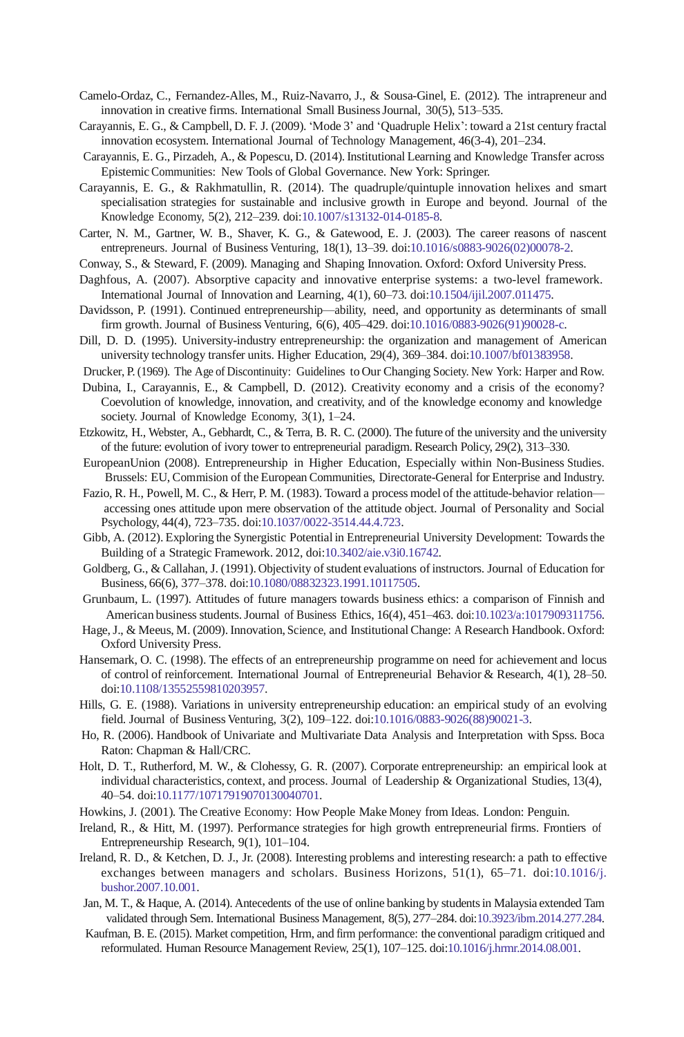Camelo-Ordaz, C., Fernandez-Alles, M., Ruiz-Navarro, J., & Sousa-Ginel, E. (2012). The intrapreneur and innovation in creative firms. International Small Business Journal, 30(5), 513–535.

Carayannis, E. G., & Campbell, D. F. J. (2009). 'Mode 3' and 'Quadruple Helix': toward a 21st century fractal innovation ecosystem. International Journal of Technology Management, 46(3-4), 201–234.

Carayannis, E. G., Pirzadeh, A., & Popescu, D. (2014). Institutional Learning and Knowledge Transfer across Epistemic Communities: New Tools of Global Governance. New York: Springer.

Carayannis, E. G., & Rakhmatullin, R. (2014). The quadruple/quintuple innovation helixes and smart specialisation strategies for sustainable and inclusive growth in Europe and beyond. Journal of the Knowledge Economy, 5(2), 212–239. doi:10.1007/s13132-014-0185-8.

Carter, N. M., Gartner, W. B., Shaver, K. G., & Gatewood, E. J. (2003). The career reasons of nascent entrepreneurs. Journal of Business Venturing, 18(1), 13–39. doi:10.1016/s0883-9026(02)00078-2.

Conway, S., & Steward, F. (2009). Managing and Shaping Innovation. Oxford: Oxford University Press.

Daghfous, A. (2007). Absorptive capacity and innovative enterprise systems: a two-level framework. International Journal of Innovation and Learning, 4(1), 60–73. doi:10.1504/ijil.2007.011475.

Davidsson, P. (1991). Continued entrepreneurship—ability, need, and opportunity as determinants of small firm growth. Journal of Business Venturing, 6(6), 405–429. doi:10.1016/0883-9026(91)90028-c.

Dill, D. D. (1995). University-industry entrepreneurship: the organization and management of American university technology transfer units. Higher Education, 29(4), 369–384. doi:10.1007/bf01383958.

Drucker, P. (1969). The Age of Discontinuity: Guidelines to Our Changing Society. New York: Harper and Row.

Dubina, I., Carayannis, E., & Campbell, D. (2012). Creativity economy and a crisis of the economy? Coevolution of knowledge, innovation, and creativity, and of the knowledge economy and knowledge society. Journal of Knowledge Economy, 3(1), 1–24.

Etzkowitz, H., Webster, A., Gebhardt, C., & Terra, B. R. C. (2000). The future of the university and the university of the future: evolution of ivory tower to entrepreneurial paradigm. Research Policy, 29(2), 313–330.

EuropeanUnion (2008). Entrepreneurship in Higher Education, Especially within Non-Business Studies. Brussels: EU, Commision of the European Communities, Directorate-General for Enterprise and Industry.

Fazio, R. H., Powell, M. C., & Herr, P. M. (1983). Toward a process model of the attitude-behavior relation—accessing ones attitude upon mere observation of the attitude object. Journal of Personality and Social Psychology, 44(4), 723–735. doi:10.1037/0022-3514.44.4.723.

Gibb, A. (2012). Exploring the Synergistic Potential in Entrepreneurial University Development: Towards the Building of a Strategic Framework. 2012, doi:10.3402/aie.v3i0.16742.

Goldberg, G., & Callahan, J. (1991). Objectivity of student evaluations of instructors. Journal of Education for Business, 66(6), 377–378. doi:10.1080/08832323.1991.10117505.

Grunbaum, L. (1997). Attitudes of future managers towards business ethics: a comparison of Finnish and American business students. Journal of Business Ethics, 16(4), 451–463. doi:10.1023/a:1017909311756.

Hage, J., & Meeus, M. (2009). Innovation, Science, and Institutional Change: A Research Handbook. Oxford: Oxford University Press.

Hansemark, O. C. (1998). The effects of an entrepreneurship programme on need for achievement and locus of control of reinforcement. International Journal of Entrepreneurial Behavior & Research, 4(1), 28–50. doi:10.1108/13552559810203957.

Hills, G. E. (1988). Variations in university entrepreneurship education: an empirical study of an evolving field. Journal of Business Venturing, 3(2), 109–122. doi:10.1016/0883-9026(88)90021-3.

Ho, R. (2006). Handbook of Univariate and Multivariate Data Analysis and Interpretation with Spss. Boca Raton: Chapman & Hall/CRC.

Holt, D. T., Rutherford, M. W., & Clohessy, G. R. (2007). Corporate entrepreneurship: an empirical look at individual characteristics, context, and process. Journal of Leadership & Organizational Studies, 13(4), 40–54. doi:10.1177/10717919070130040701.

Howkins, J. (2001). The Creative Economy: How People Make Money from Ideas. London: Penguin.

Ireland, R., & Hitt, M. (1997). Performance strategies for high growth entrepreneurial firms. Frontiers of Entrepreneurship Research, 9(1), 101–104.

Ireland, R. D., & Ketchen, D. J., Jr. (2008). Interesting problems and interesting research: a path to effective exchanges between managers and scholars. Business Horizons, 51(1), 65–71. doi:10.1016/j.bushor.2007.10.001.

Jan, M. T., & Haque, A. (2014). Antecedents of the use of online banking by students in Malaysia extended Tam validated through Sem. International Business Management, 8(5), 277–284. doi:10.3923/ibm.2014.277.284.

Kaufman, B. E. (2015). Market competition, Hrm, and firm performance: the conventional paradigm critiqued and reformulated. Human Resource Management Review, 25(1), 107–125. doi:10.1016/j.hrmr.2014.08.001.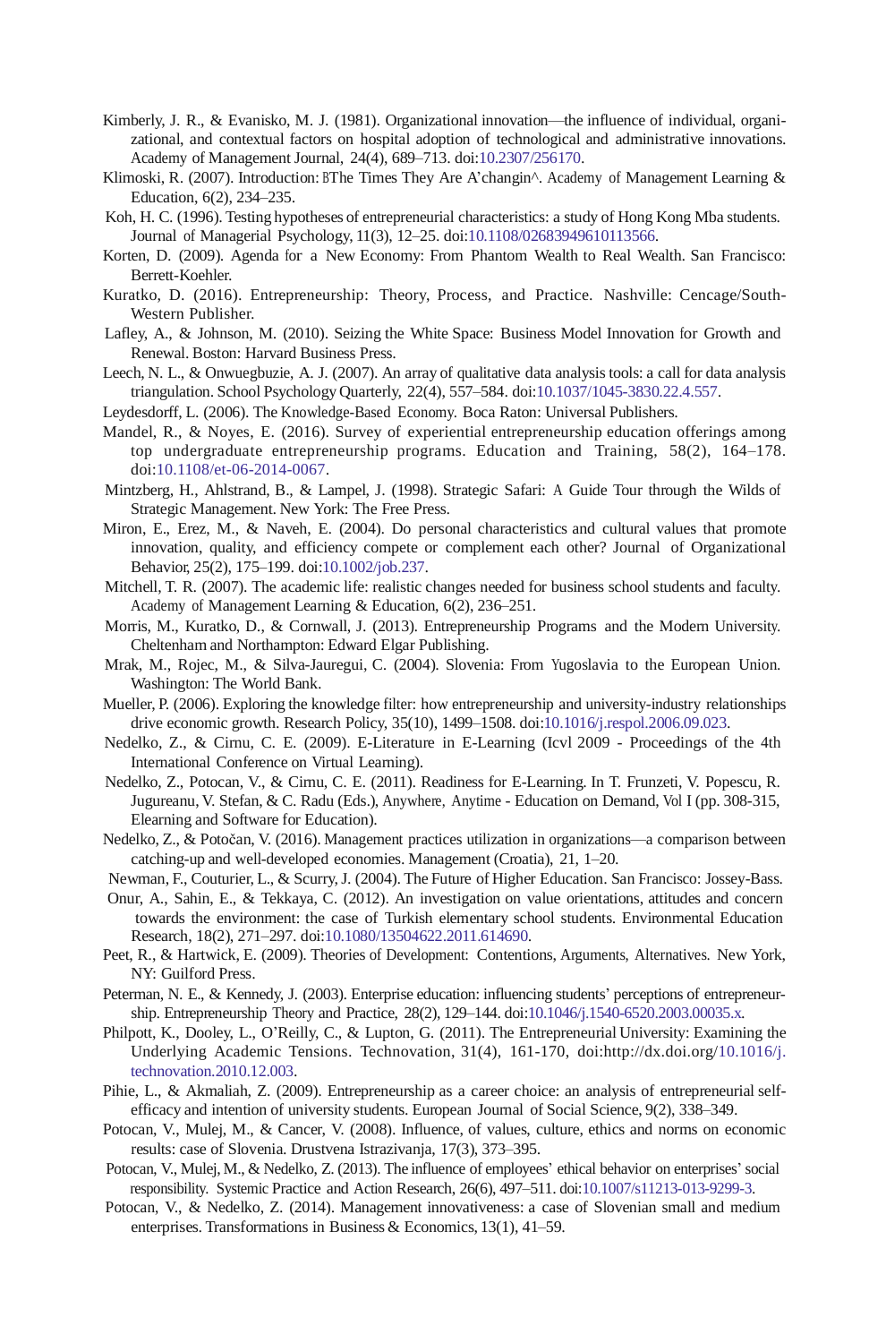Kimberly, J. R., & Evanisko, M. J. (1981). Organizational innovation—the influence of individual, organizational, and contextual factors on hospital adoption of technological and administrative innovations. Academy of Management Journal, 24(4), 689–713. doi:10.2307/256170.

Klimoski, R. (2007). Introduction: BThe Times They Are A'changin^. Academy of Management Learning & Education, 6(2), 234–235.

Koh, H. C. (1996). Testing hypotheses of entrepreneurial characteristics: a study of Hong Kong Mba students. Journal of Managerial Psychology, 11(3), 12–25. doi:10.1108/02683949610113566.

Korten, D. (2009). Agenda for a New Economy: From Phantom Wealth to Real Wealth. San Francisco: Berrett-Koehler.

Kuratko, D. (2016). Entrepreneurship: Theory, Process, and Practice. Nashville: Cencage/South-Western Publisher.

Lafley, A., & Johnson, M. (2010). Seizing the White Space: Business Model Innovation for Growth and Renewal. Boston: Harvard Business Press.

Leech, N. L., & Onwuegbuzie, A. J. (2007). An array of qualitative data analysis tools: a call for data analysis triangulation. School Psychology Quarterly, 22(4), 557–584. doi:10.1037/1045-3830.22.4.557.

Leydesdorff, L. (2006). The Knowledge-Based Economy. Boca Raton: Universal Publishers.

Mandel, R., & Noyes, E. (2016). Survey of experiential entrepreneurship education offerings among top undergraduate entrepreneurship programs. Education and Training, 58(2), 164–178. doi:10.1108/et-06-2014-0067.

Mintzberg, H., Ahlstrand, B., & Lampel, J. (1998). Strategic Safari: A Guide Tour through the Wilds of Strategic Management. New York: The Free Press.

Miron, E., Erez, M., & Naveh, E. (2004). Do personal characteristics and cultural values that promote innovation, quality, and efficiency compete or complement each other? Journal of Organizational Behavior, 25(2), 175–199. doi:10.1002/job.237.

Mitchell, T. R. (2007). The academic life: realistic changes needed for business school students and faculty. Academy of Management Learning & Education, 6(2), 236–251.

Morris, M., Kuratko, D., & Cornwall, J. (2013). Entrepreneurship Programs and the Modern University. Cheltenham and Northampton: Edward Elgar Publishing.

Mrak, M., Rojec, M., & Silva-Jauregui, C. (2004). Slovenia: From Yugoslavia to the European Union. Washington: The World Bank.

Mueller, P. (2006). Exploring the knowledge filter: how entrepreneurship and university-industry relationships drive economic growth. Research Policy, 35(10), 1499–1508. doi:10.1016/j.respol.2006.09.023.

Nedelko, Z., & Cirnu, C. E. (2009). E-Literature in E-Learning (Icvl 2009 - Proceedings of the 4th International Conference on Virtual Learning).

Nedelko, Z., Potocan, V., & Cirnu, C. E. (2011). Readiness for E-Learning. In T. Frunzeti, V. Popescu, R. Jugureanu, V. Stefan, & C. Radu (Eds.), Anywhere, Anytime - Education on Demand, Vol I (pp. 308-315, Elearning and Software for Education).

Nedelko, Z., & Potočan, V. (2016). Management practices utilization in organizations—a comparison between catching-up and well-developed economies. Management (Croatia), 21, 1–20.

Newman, F., Couturier, L., & Scurry, J. (2004). The Future of Higher Education. San Francisco: Jossey-Bass.

Onur, A., Sahin, E., & Tekkaya, C. (2012). An investigation on value orientations, attitudes and concern towards the environment: the case of Turkish elementary school students. Environmental Education Research, 18(2), 271–297. doi:10.1080/13504622.2011.614690.

Peet, R., & Hartwick, E. (2009). Theories of Development: Contentions, Arguments, Alternatives. New York, NY: Guilford Press.

Peterman, N. E., & Kennedy, J. (2003). Enterprise education: influencing students' perceptions of entrepreneurship. Entrepreneurship Theory and Practice, 28(2), 129–144. doi:10.1046/j.1540-6520.2003.00035.x.

Philpott, K., Dooley, L., O'Reilly, C., & Lupton, G. (2011). The Entrepreneurial University: Examining the Underlying Academic Tensions. Technovation, 31(4), 161-170, doi:http://dx.doi.org/10.1016/j.technovation.2010.12.003.

Pihie, L., & Akmaliah, Z. (2009). Entrepreneurship as a career choice: an analysis of entrepreneurial self-efficacy and intention of university students. European Journal of Social Science, 9(2), 338–349.

Potocan, V., Mulej, M., & Cancer, V. (2008). Influence, of values, culture, ethics and norms on economic results: case of Slovenia. Drustvena Istrazivanja, 17(3), 373–395.

Potocan, V., Mulej, M., & Nedelko, Z. (2013). The influence of employees' ethical behavior on enterprises' social responsibility. Systemic Practice and Action Research, 26(6), 497–511. doi:10.1007/s11213-013-9299-3.

Potocan, V., & Nedelko, Z. (2014). Management innovativeness: a case of Slovenian small and medium enterprises. Transformations in Business & Economics, 13(1), 41–59.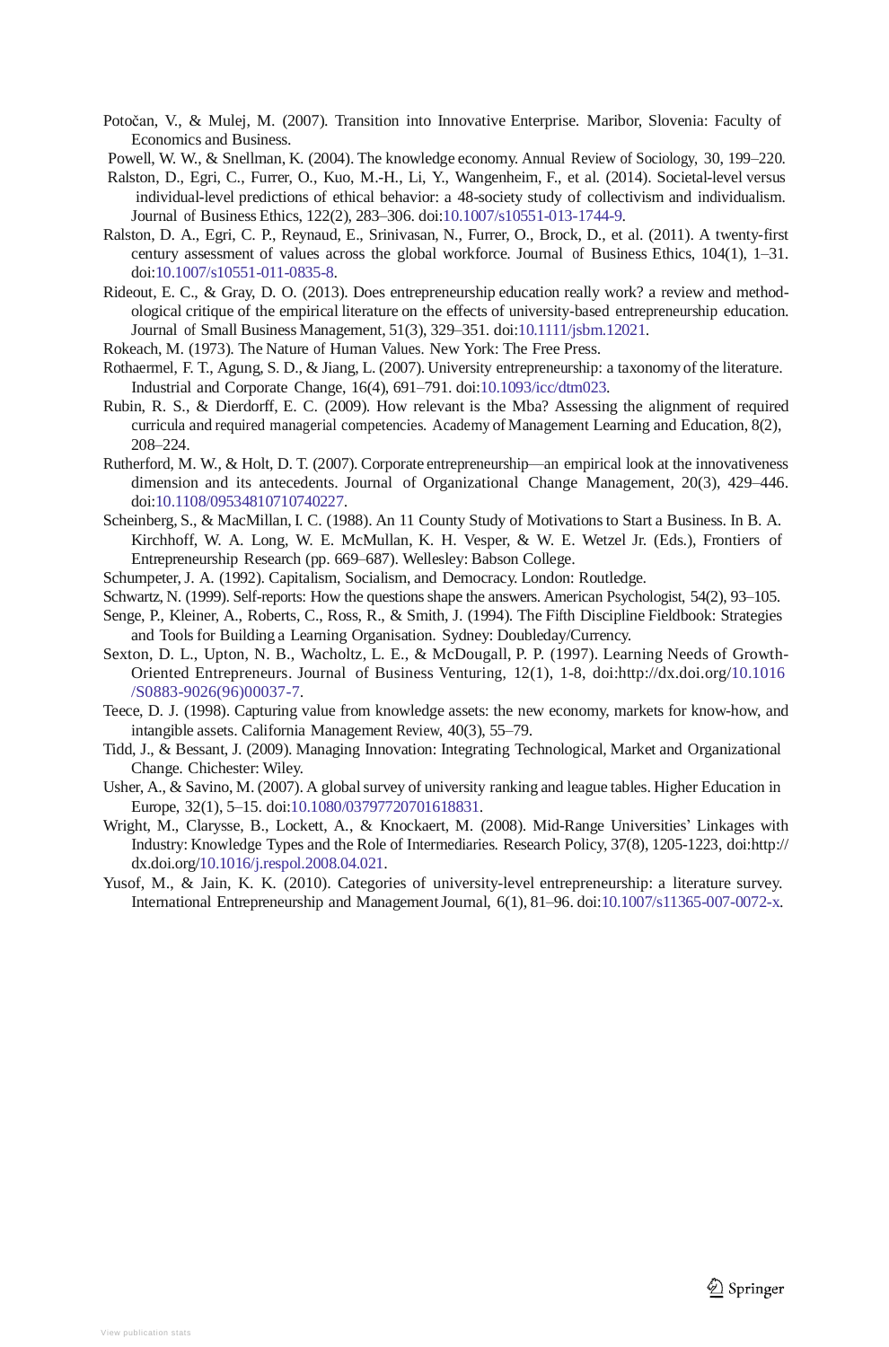Potočan, V., & Mulej, M. (2007). Transition into Innovative Enterprise. Maribor, Slovenia: Faculty of Economics and Business.

Powell, W. W., & Snellman, K. (2004). The knowledge economy. Annual Review of Sociology, 30, 199–220.

Ralston, D., Egri, C., Furrer, O., Kuo, M.-H., Li, Y., Wangenheim, F., et al. (2014). Societal-level versus individual-level predictions of ethical behavior: a 48-society study of collectivism and individualism. Journal of Business Ethics, 122(2), 283–306. doi:10.1007/s10551-013-1744-9.

Ralston, D. A., Egri, C. P., Reynaud, E., Srinivasan, N., Furrer, O., Brock, D., et al. (2011). A twenty-first century assessment of values across the global workforce. Journal of Business Ethics, 104(1), 1–31. doi:10.1007/s10551-011-0835-8.

Rideout, E. C., & Gray, D. O. (2013). Does entrepreneurship education really work? a review and methodological critique of the empirical literature on the effects of university-based entrepreneurship education. Journal of Small Business Management, 51(3), 329–351. doi:10.1111/jsbm.12021.

Rokeach, M. (1973). The Nature of Human Values. New York: The Free Press.

Rothaermel, F. T., Agung, S. D., & Jiang, L. (2007). University entrepreneurship: a taxonomy of the literature. Industrial and Corporate Change, 16(4), 691–791. doi:10.1093/icc/dtm023.

Rubin, R. S., & Dierdorff, E. C. (2009). How relevant is the Mba? Assessing the alignment of required curricula and required managerial competencies. Academy of Management Learning and Education, 8(2), 208–224.

Rutherford, M. W., & Holt, D. T. (2007). Corporate entrepreneurship—an empirical look at the innovativeness dimension and its antecedents. Journal of Organizational Change Management, 20(3), 429–446. doi:10.1108/09534810710740227.

Scheinberg, S., & MacMillan, I. C. (1988). An 11 County Study of Motivations to Start a Business. In B. A. Kirchhoff, W. A. Long, W. E. McMullan, K. H. Vesper, & W. E. Wetzel Jr. (Eds.), Frontiers of Entrepreneurship Research (pp. 669–687). Wellesley: Babson College.

Schumpeter, J. A. (1992). Capitalism, Socialism, and Democracy. London: Routledge.

Schwartz, N. (1999). Self-reports: How the questions shape the answers. American Psychologist, 54(2), 93–105.

Senge, P., Kleiner, A., Roberts, C., Ross, R., & Smith, J. (1994). The Fifth Discipline Fieldbook: Strategies and Tools for Building a Learning Organisation. Sydney: Doubleday/Currency.

Sexton, D. L., Upton, N. B., Wacholtz, L. E., & McDougall, P. P. (1997). Learning Needs of Growth-Oriented Entrepreneurs. Journal of Business Venturing, 12(1), 1-8, doi:http://dx.doi.org/10.1016/S0883-9026(96)00037-7.

Teece, D. J. (1998). Capturing value from knowledge assets: the new economy, markets for know-how, and intangible assets. California Management Review, 40(3), 55–79.

Tidd, J., & Bessant, J. (2009). Managing Innovation: Integrating Technological, Market and Organizational Change. Chichester: Wiley.

Usher, A., & Savino, M. (2007). A global survey of university ranking and league tables. Higher Education in Europe, 32(1), 5–15. doi:10.1080/03797720701618831.

Wright, M., Clarysse, B., Lockett, A., & Knockaert, M. (2008). Mid-Range Universities' Linkages with Industry: Knowledge Types and the Role of Intermediaries. Research Policy, 37(8), 1205-1223, doi:http://dx.doi.org/10.1016/j.respol.2008.04.021.

Yusof, M., & Jain, K. K. (2010). Categories of university-level entrepreneurship: a literature survey. International Entrepreneurship and Management Journal, 6(1), 81–96. doi:10.1007/s11365-007-0072-x.